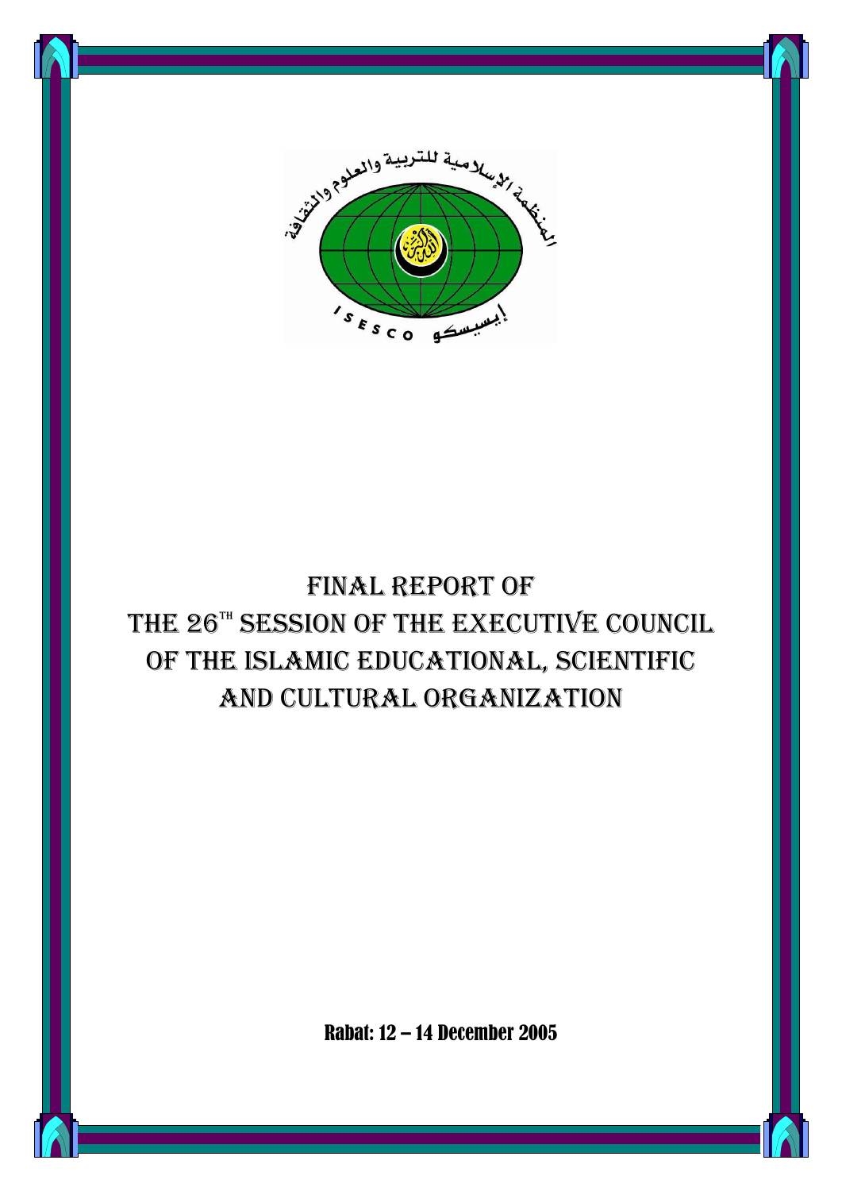# FINAL REPORT OF THE 26[TH] SESSION OF THE EXECUTIVE COUNCIL OF THE ISLAMIC EDUCATIONAL, SCIENTIFIC AND CULTURAL ORGANIZATION

**Rabat: 12 – 14 December 2005**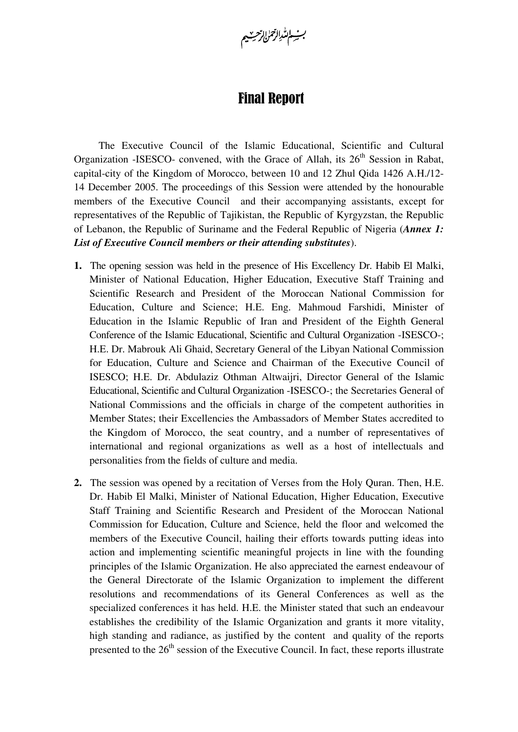بسم الله الرحمن الرحيم

# Final Report

The Executive Council of the Islamic Educational, Scientific and Cultural Organization -ISESCO- convened, with the Grace of Allah, its 26th Session in Rabat, capital-city of the Kingdom of Morocco, between 10 and 12 Zhul Qida 1426 A.H./12-14 December 2005. The proceedings of this Session were attended by the honourable members of the Executive Council and their accompanying assistants, except for representatives of the Republic of Tajikistan, the Republic of Kyrgyzstan, the Republic of Lebanon, the Republic of Suriname and the Federal Republic of Nigeria (***Annex 1: List of Executive Council members or their attending substitutes***).

1. The opening session was held in the presence of His Excellency Dr. Habib El Malki, Minister of National Education, Higher Education, Executive Staff Training and Scientific Research and President of the Moroccan National Commission for Education, Culture and Science; H.E. Eng. Mahmoud Farshidi, Minister of Education in the Islamic Republic of Iran and President of the Eighth General Conference of the Islamic Educational, Scientific and Cultural Organization -ISESCO-; H.E. Dr. Mabrouk Ali Ghaid, Secretary General of the Libyan National Commission for Education, Culture and Science and Chairman of the Executive Council of ISESCO; H.E. Dr. Abdulaziz Othman Altwaijri, Director General of the Islamic Educational, Scientific and Cultural Organization -ISESCO-; the Secretaries General of National Commissions and the officials in charge of the competent authorities in Member States; their Excellencies the Ambassadors of Member States accredited to the Kingdom of Morocco, the seat country, and a number of representatives of international and regional organizations as well as a host of intellectuals and personalities from the fields of culture and media.

2. The session was opened by a recitation of Verses from the Holy Quran. Then, H.E. Dr. Habib El Malki, Minister of National Education, Higher Education, Executive Staff Training and Scientific Research and President of the Moroccan National Commission for Education, Culture and Science, held the floor and welcomed the members of the Executive Council, hailing their efforts towards putting ideas into action and implementing scientific meaningful projects in line with the founding principles of the Islamic Organization. He also appreciated the earnest endeavour of the General Directorate of the Islamic Organization to implement the different resolutions and recommendations of its General Conferences as well as the specialized conferences it has held. H.E. the Minister stated that such an endeavour establishes the credibility of the Islamic Organization and grants it more vitality, high standing and radiance, as justified by the content and quality of the reports presented to the 26th session of the Executive Council. In fact, these reports illustrate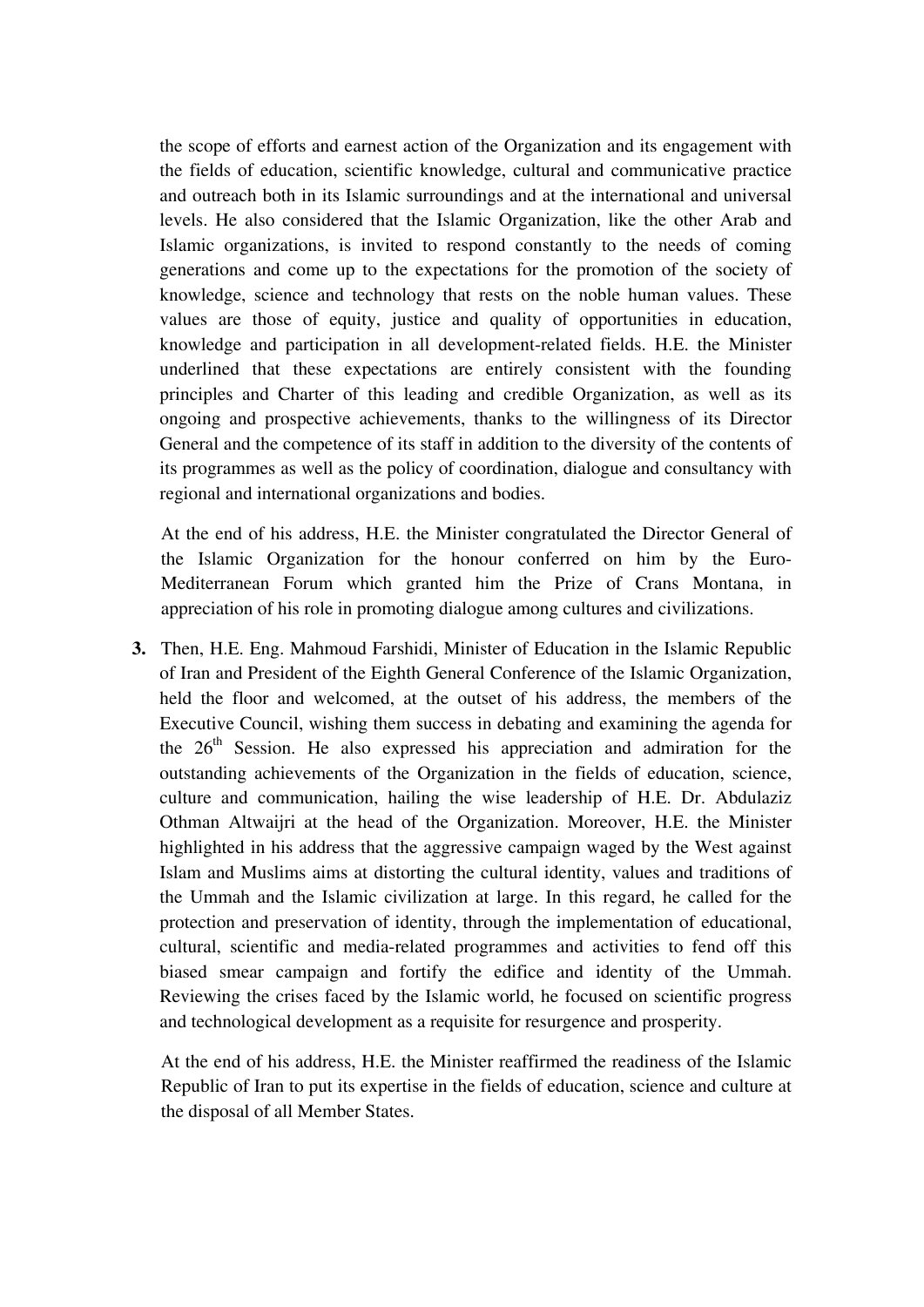the scope of efforts and earnest action of the Organization and its engagement with the fields of education, scientific knowledge, cultural and communicative practice and outreach both in its Islamic surroundings and at the international and universal levels. He also considered that the Islamic Organization, like the other Arab and Islamic organizations, is invited to respond constantly to the needs of coming generations and come up to the expectations for the promotion of the society of knowledge, science and technology that rests on the noble human values. These values are those of equity, justice and quality of opportunities in education, knowledge and participation in all development-related fields. H.E. the Minister underlined that these expectations are entirely consistent with the founding principles and Charter of this leading and credible Organization, as well as its ongoing and prospective achievements, thanks to the willingness of its Director General and the competence of its staff in addition to the diversity of the contents of its programmes as well as the policy of coordination, dialogue and consultancy with regional and international organizations and bodies.

At the end of his address, H.E. the Minister congratulated the Director General of the Islamic Organization for the honour conferred on him by the Euro-Mediterranean Forum which granted him the Prize of Crans Montana, in appreciation of his role in promoting dialogue among cultures and civilizations.

**3.** Then, H.E. Eng. Mahmoud Farshidi, Minister of Education in the Islamic Republic of Iran and President of the Eighth General Conference of the Islamic Organization, held the floor and welcomed, at the outset of his address, the members of the Executive Council, wishing them success in debating and examining the agenda for the 26th Session. He also expressed his appreciation and admiration for the outstanding achievements of the Organization in the fields of education, science, culture and communication, hailing the wise leadership of H.E. Dr. Abdulaziz Othman Altwaijri at the head of the Organization. Moreover, H.E. the Minister highlighted in his address that the aggressive campaign waged by the West against Islam and Muslims aims at distorting the cultural identity, values and traditions of the Ummah and the Islamic civilization at large. In this regard, he called for the protection and preservation of identity, through the implementation of educational, cultural, scientific and media-related programmes and activities to fend off this biased smear campaign and fortify the edifice and identity of the Ummah. Reviewing the crises faced by the Islamic world, he focused on scientific progress and technological development as a requisite for resurgence and prosperity.

At the end of his address, H.E. the Minister reaffirmed the readiness of the Islamic Republic of Iran to put its expertise in the fields of education, science and culture at the disposal of all Member States.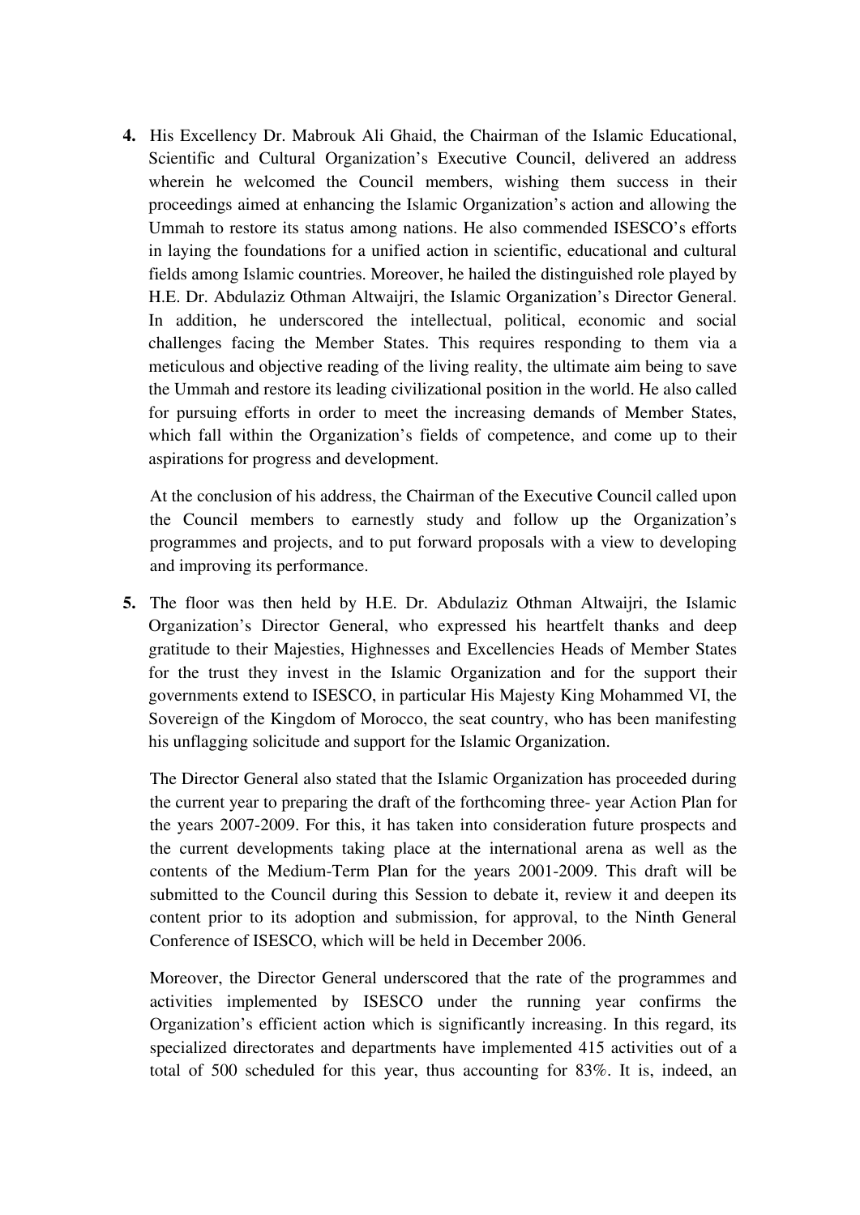**4.** His Excellency Dr. Mabrouk Ali Ghaid, the Chairman of the Islamic Educational, Scientific and Cultural Organization's Executive Council, delivered an address wherein he welcomed the Council members, wishing them success in their proceedings aimed at enhancing the Islamic Organization's action and allowing the Ummah to restore its status among nations. He also commended ISESCO's efforts in laying the foundations for a unified action in scientific, educational and cultural fields among Islamic countries. Moreover, he hailed the distinguished role played by H.E. Dr. Abdulaziz Othman Altwaijri, the Islamic Organization's Director General. In addition, he underscored the intellectual, political, economic and social challenges facing the Member States. This requires responding to them via a meticulous and objective reading of the living reality, the ultimate aim being to save the Ummah and restore its leading civilizational position in the world. He also called for pursuing efforts in order to meet the increasing demands of Member States, which fall within the Organization's fields of competence, and come up to their aspirations for progress and development.

At the conclusion of his address, the Chairman of the Executive Council called upon the Council members to earnestly study and follow up the Organization's programmes and projects, and to put forward proposals with a view to developing and improving its performance.

**5.** The floor was then held by H.E. Dr. Abdulaziz Othman Altwaijri, the Islamic Organization's Director General, who expressed his heartfelt thanks and deep gratitude to their Majesties, Highnesses and Excellencies Heads of Member States for the trust they invest in the Islamic Organization and for the support their governments extend to ISESCO, in particular His Majesty King Mohammed VI, the Sovereign of the Kingdom of Morocco, the seat country, who has been manifesting his unflagging solicitude and support for the Islamic Organization.

The Director General also stated that the Islamic Organization has proceeded during the current year to preparing the draft of the forthcoming three- year Action Plan for the years 2007-2009. For this, it has taken into consideration future prospects and the current developments taking place at the international arena as well as the contents of the Medium-Term Plan for the years 2001-2009. This draft will be submitted to the Council during this Session to debate it, review it and deepen its content prior to its adoption and submission, for approval, to the Ninth General Conference of ISESCO, which will be held in December 2006.

Moreover, the Director General underscored that the rate of the programmes and activities implemented by ISESCO under the running year confirms the Organization's efficient action which is significantly increasing. In this regard, its specialized directorates and departments have implemented 415 activities out of a total of 500 scheduled for this year, thus accounting for 83%. It is, indeed, an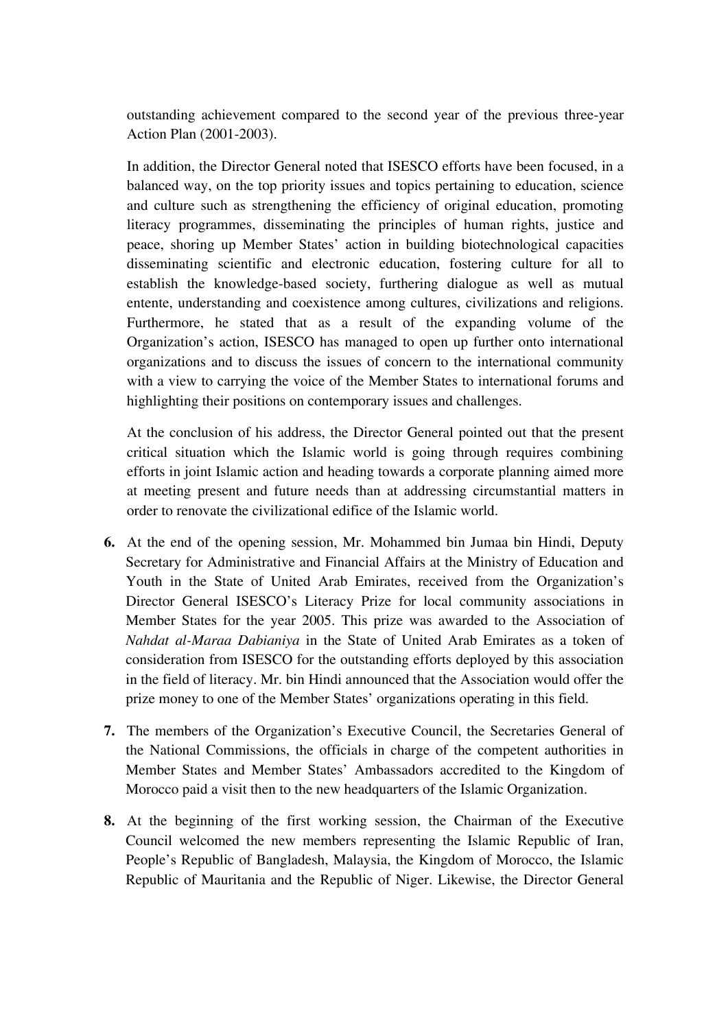outstanding achievement compared to the second year of the previous three-year Action Plan (2001-2003).

In addition, the Director General noted that ISESCO efforts have been focused, in a balanced way, on the top priority issues and topics pertaining to education, science and culture such as strengthening the efficiency of original education, promoting literacy programmes, disseminating the principles of human rights, justice and peace, shoring up Member States' action in building biotechnological capacities disseminating scientific and electronic education, fostering culture for all to establish the knowledge-based society, furthering dialogue as well as mutual entente, understanding and coexistence among cultures, civilizations and religions. Furthermore, he stated that as a result of the expanding volume of the Organization's action, ISESCO has managed to open up further onto international organizations and to discuss the issues of concern to the international community with a view to carrying the voice of the Member States to international forums and highlighting their positions on contemporary issues and challenges.

At the conclusion of his address, the Director General pointed out that the present critical situation which the Islamic world is going through requires combining efforts in joint Islamic action and heading towards a corporate planning aimed more at meeting present and future needs than at addressing circumstantial matters in order to renovate the civilizational edifice of the Islamic world.

**6.** At the end of the opening session, Mr. Mohammed bin Jumaa bin Hindi, Deputy Secretary for Administrative and Financial Affairs at the Ministry of Education and Youth in the State of United Arab Emirates, received from the Organization's Director General ISESCO's Literacy Prize for local community associations in Member States for the year 2005. This prize was awarded to the Association of *Nahdat al-Maraa Dabianiya* in the State of United Arab Emirates as a token of consideration from ISESCO for the outstanding efforts deployed by this association in the field of literacy. Mr. bin Hindi announced that the Association would offer the prize money to one of the Member States' organizations operating in this field.

**7.** The members of the Organization's Executive Council, the Secretaries General of the National Commissions, the officials in charge of the competent authorities in Member States and Member States' Ambassadors accredited to the Kingdom of Morocco paid a visit then to the new headquarters of the Islamic Organization.

**8.** At the beginning of the first working session, the Chairman of the Executive Council welcomed the new members representing the Islamic Republic of Iran, People's Republic of Bangladesh, Malaysia, the Kingdom of Morocco, the Islamic Republic of Mauritania and the Republic of Niger. Likewise, the Director General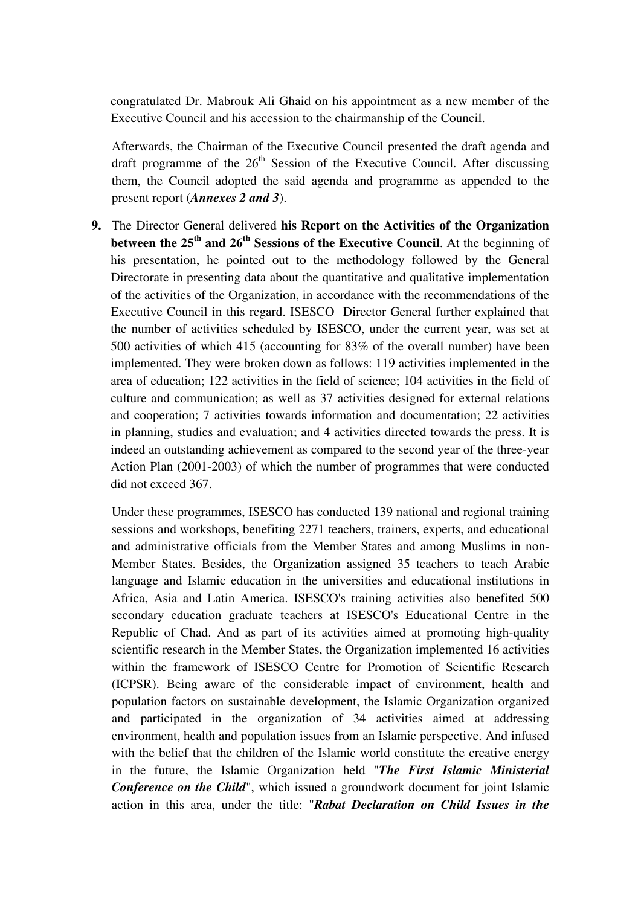congratulated Dr. Mabrouk Ali Ghaid on his appointment as a new member of the Executive Council and his accession to the chairmanship of the Council.

Afterwards, the Chairman of the Executive Council presented the draft agenda and draft programme of the 26th Session of the Executive Council. After discussing them, the Council adopted the said agenda and programme as appended to the present report (***Annexes 2 and 3***).

**9.** The Director General delivered **his Report on the Activities of the Organization between the 25th and 26th Sessions of the Executive Council**. At the beginning of his presentation, he pointed out to the methodology followed by the General Directorate in presenting data about the quantitative and qualitative implementation of the activities of the Organization, in accordance with the recommendations of the Executive Council in this regard. ISESCO Director General further explained that the number of activities scheduled by ISESCO, under the current year, was set at 500 activities of which 415 (accounting for 83% of the overall number) have been implemented. They were broken down as follows: 119 activities implemented in the area of education; 122 activities in the field of science; 104 activities in the field of culture and communication; as well as 37 activities designed for external relations and cooperation; 7 activities towards information and documentation; 22 activities in planning, studies and evaluation; and 4 activities directed towards the press. It is indeed an outstanding achievement as compared to the second year of the three-year Action Plan (2001-2003) of which the number of programmes that were conducted did not exceed 367.

Under these programmes, ISESCO has conducted 139 national and regional training sessions and workshops, benefiting 2271 teachers, trainers, experts, and educational and administrative officials from the Member States and among Muslims in non-Member States. Besides, the Organization assigned 35 teachers to teach Arabic language and Islamic education in the universities and educational institutions in Africa, Asia and Latin America. ISESCO's training activities also benefited 500 secondary education graduate teachers at ISESCO's Educational Centre in the Republic of Chad. And as part of its activities aimed at promoting high-quality scientific research in the Member States, the Organization implemented 16 activities within the framework of ISESCO Centre for Promotion of Scientific Research (ICPSR). Being aware of the considerable impact of environment, health and population factors on sustainable development, the Islamic Organization organized and participated in the organization of 34 activities aimed at addressing environment, health and population issues from an Islamic perspective. And infused with the belief that the children of the Islamic world constitute the creative energy in the future, the Islamic Organization held "***The First Islamic Ministerial Conference on the Child***", which issued a groundwork document for joint Islamic action in this area, under the title: "***Rabat Declaration on Child Issues in the***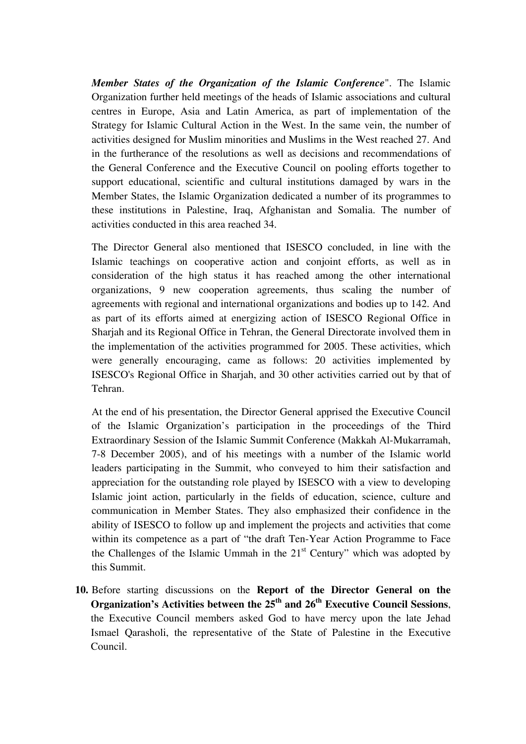*Member States of the Organization of the Islamic Conference*". The Islamic Organization further held meetings of the heads of Islamic associations and cultural centres in Europe, Asia and Latin America, as part of implementation of the Strategy for Islamic Cultural Action in the West. In the same vein, the number of activities designed for Muslim minorities and Muslims in the West reached 27. And in the furtherance of the resolutions as well as decisions and recommendations of the General Conference and the Executive Council on pooling efforts together to support educational, scientific and cultural institutions damaged by wars in the Member States, the Islamic Organization dedicated a number of its programmes to these institutions in Palestine, Iraq, Afghanistan and Somalia. The number of activities conducted in this area reached 34.

The Director General also mentioned that ISESCO concluded, in line with the Islamic teachings on cooperative action and conjoint efforts, as well as in consideration of the high status it has reached among the other international organizations, 9 new cooperation agreements, thus scaling the number of agreements with regional and international organizations and bodies up to 142. And as part of its efforts aimed at energizing action of ISESCO Regional Office in Sharjah and its Regional Office in Tehran, the General Directorate involved them in the implementation of the activities programmed for 2005. These activities, which were generally encouraging, came as follows: 20 activities implemented by ISESCO's Regional Office in Sharjah, and 30 other activities carried out by that of Tehran.

At the end of his presentation, the Director General apprised the Executive Council of the Islamic Organization's participation in the proceedings of the Third Extraordinary Session of the Islamic Summit Conference (Makkah Al-Mukarramah, 7-8 December 2005), and of his meetings with a number of the Islamic world leaders participating in the Summit, who conveyed to him their satisfaction and appreciation for the outstanding role played by ISESCO with a view to developing Islamic joint action, particularly in the fields of education, science, culture and communication in Member States. They also emphasized their confidence in the ability of ISESCO to follow up and implement the projects and activities that come within its competence as a part of "the draft Ten-Year Action Programme to Face the Challenges of the Islamic Ummah in the 21st Century" which was adopted by this Summit.

**10.** Before starting discussions on the **Report of the Director General on the Organization's Activities between the 25th and 26th Executive Council Sessions**, the Executive Council members asked God to have mercy upon the late Jehad Ismael Qarasholi, the representative of the State of Palestine in the Executive Council.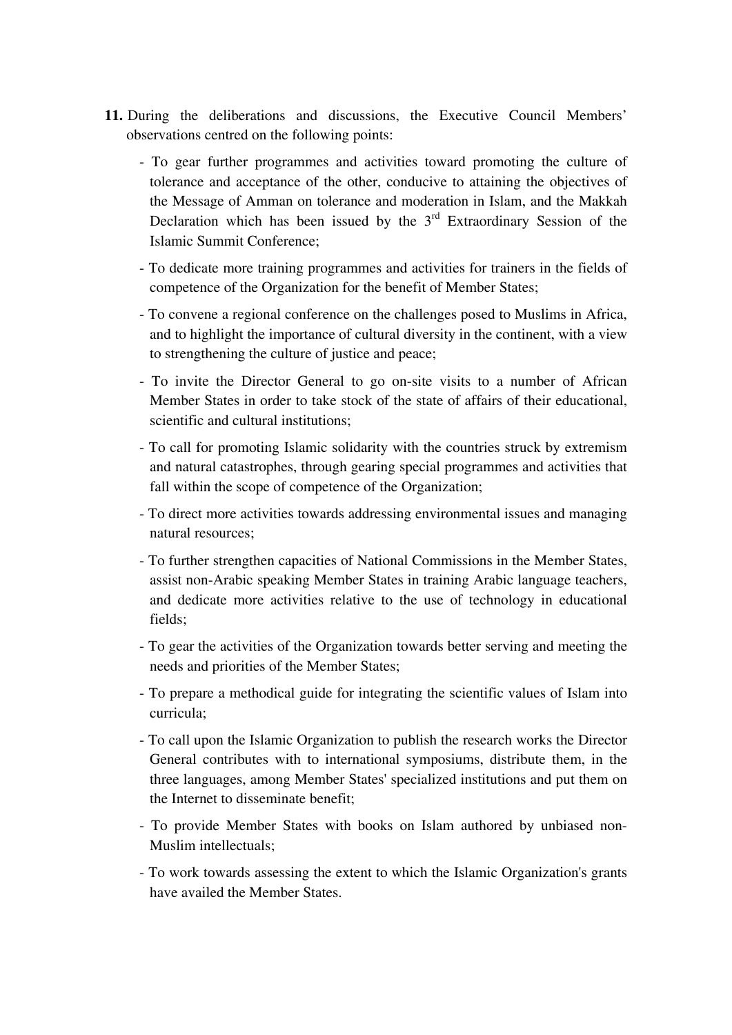**11.** During the deliberations and discussions, the Executive Council Members' observations centred on the following points:

- To gear further programmes and activities toward promoting the culture of tolerance and acceptance of the other, conducive to attaining the objectives of the Message of Amman on tolerance and moderation in Islam, and the Makkah Declaration which has been issued by the 3rd Extraordinary Session of the Islamic Summit Conference;
- To dedicate more training programmes and activities for trainers in the fields of competence of the Organization for the benefit of Member States;
- To convene a regional conference on the challenges posed to Muslims in Africa, and to highlight the importance of cultural diversity in the continent, with a view to strengthening the culture of justice and peace;
- To invite the Director General to go on-site visits to a number of African Member States in order to take stock of the state of affairs of their educational, scientific and cultural institutions;
- To call for promoting Islamic solidarity with the countries struck by extremism and natural catastrophes, through gearing special programmes and activities that fall within the scope of competence of the Organization;
- To direct more activities towards addressing environmental issues and managing natural resources;
- To further strengthen capacities of National Commissions in the Member States, assist non-Arabic speaking Member States in training Arabic language teachers, and dedicate more activities relative to the use of technology in educational fields;
- To gear the activities of the Organization towards better serving and meeting the needs and priorities of the Member States;
- To prepare a methodical guide for integrating the scientific values of Islam into curricula;
- To call upon the Islamic Organization to publish the research works the Director General contributes with to international symposiums, distribute them, in the three languages, among Member States' specialized institutions and put them on the Internet to disseminate benefit;
- To provide Member States with books on Islam authored by unbiased non-Muslim intellectuals;
- To work towards assessing the extent to which the Islamic Organization's grants have availed the Member States.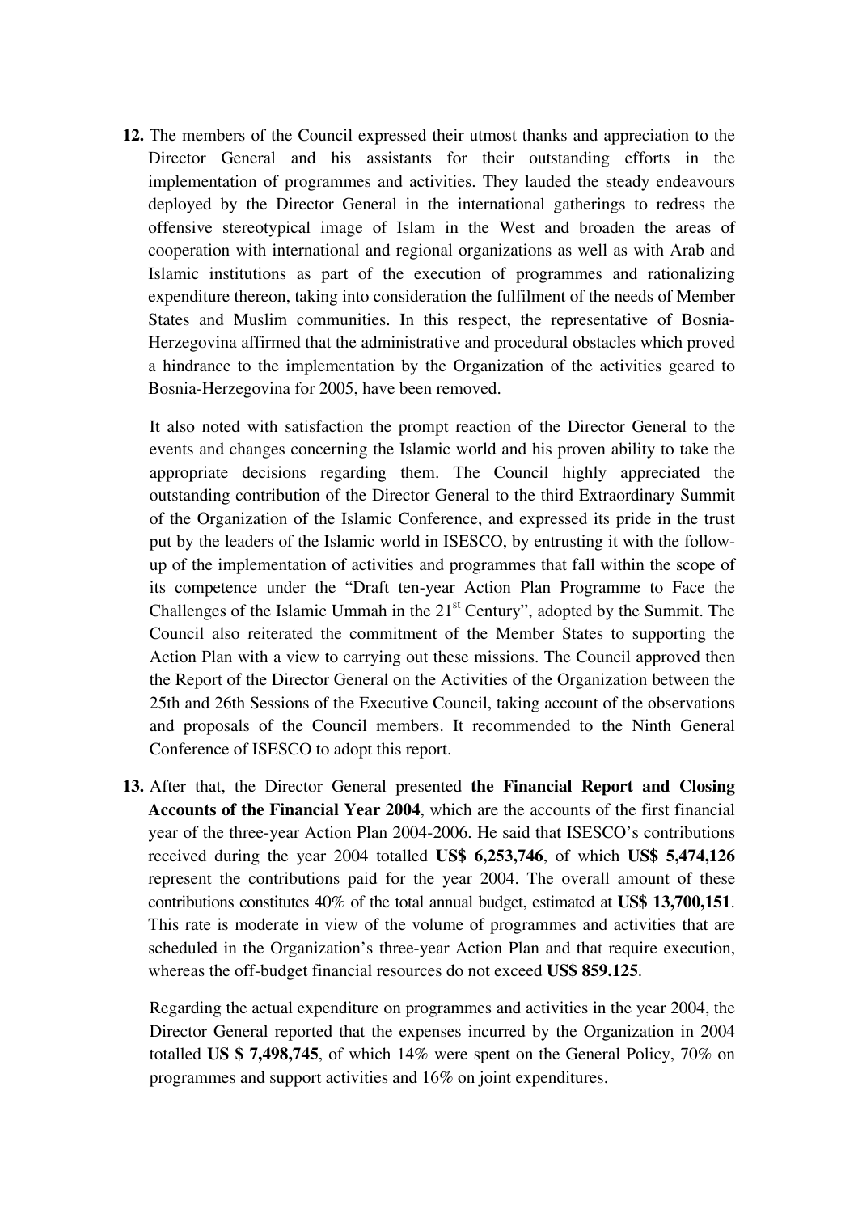**12.** The members of the Council expressed their utmost thanks and appreciation to the Director General and his assistants for their outstanding efforts in the implementation of programmes and activities. They lauded the steady endeavours deployed by the Director General in the international gatherings to redress the offensive stereotypical image of Islam in the West and broaden the areas of cooperation with international and regional organizations as well as with Arab and Islamic institutions as part of the execution of programmes and rationalizing expenditure thereon, taking into consideration the fulfilment of the needs of Member States and Muslim communities. In this respect, the representative of Bosnia-Herzegovina affirmed that the administrative and procedural obstacles which proved a hindrance to the implementation by the Organization of the activities geared to Bosnia-Herzegovina for 2005, have been removed.

It also noted with satisfaction the prompt reaction of the Director General to the events and changes concerning the Islamic world and his proven ability to take the appropriate decisions regarding them. The Council highly appreciated the outstanding contribution of the Director General to the third Extraordinary Summit of the Organization of the Islamic Conference, and expressed its pride in the trust put by the leaders of the Islamic world in ISESCO, by entrusting it with the follow-up of the implementation of activities and programmes that fall within the scope of its competence under the "Draft ten-year Action Plan Programme to Face the Challenges of the Islamic Ummah in the 21st Century", adopted by the Summit. The Council also reiterated the commitment of the Member States to supporting the Action Plan with a view to carrying out these missions. The Council approved then the Report of the Director General on the Activities of the Organization between the 25th and 26th Sessions of the Executive Council, taking account of the observations and proposals of the Council members. It recommended to the Ninth General Conference of ISESCO to adopt this report.

**13.** After that, the Director General presented **the Financial Report and Closing Accounts of the Financial Year 2004**, which are the accounts of the first financial year of the three-year Action Plan 2004-2006. He said that ISESCO's contributions received during the year 2004 totalled **US$ 6,253,746**, of which **US$ 5,474,126** represent the contributions paid for the year 2004. The overall amount of these contributions constitutes 40% of the total annual budget, estimated at **US$ 13,700,151**. This rate is moderate in view of the volume of programmes and activities that are scheduled in the Organization's three-year Action Plan and that require execution, whereas the off-budget financial resources do not exceed **US$ 859.125**.

Regarding the actual expenditure on programmes and activities in the year 2004, the Director General reported that the expenses incurred by the Organization in 2004 totalled **US $ 7,498,745**, of which 14% were spent on the General Policy, 70% on programmes and support activities and 16% on joint expenditures.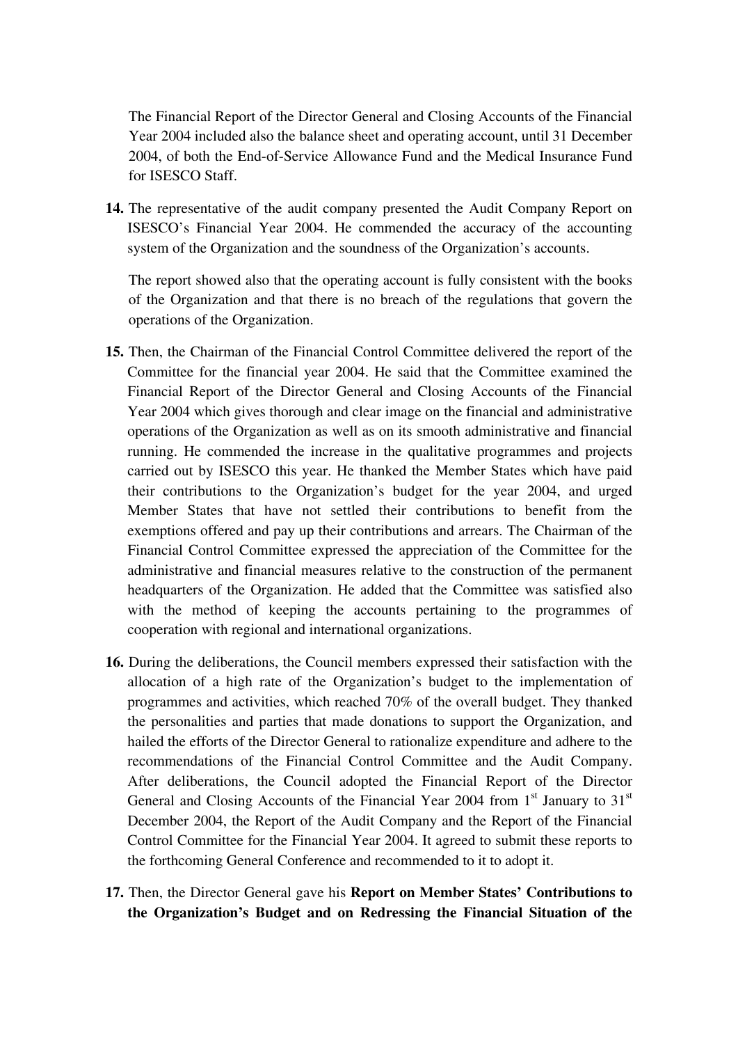The Financial Report of the Director General and Closing Accounts of the Financial Year 2004 included also the balance sheet and operating account, until 31 December 2004, of both the End-of-Service Allowance Fund and the Medical Insurance Fund for ISESCO Staff.

**14.** The representative of the audit company presented the Audit Company Report on ISESCO's Financial Year 2004. He commended the accuracy of the accounting system of the Organization and the soundness of the Organization's accounts.

The report showed also that the operating account is fully consistent with the books of the Organization and that there is no breach of the regulations that govern the operations of the Organization.

**15.** Then, the Chairman of the Financial Control Committee delivered the report of the Committee for the financial year 2004. He said that the Committee examined the Financial Report of the Director General and Closing Accounts of the Financial Year 2004 which gives thorough and clear image on the financial and administrative operations of the Organization as well as on its smooth administrative and financial running. He commended the increase in the qualitative programmes and projects carried out by ISESCO this year. He thanked the Member States which have paid their contributions to the Organization's budget for the year 2004, and urged Member States that have not settled their contributions to benefit from the exemptions offered and pay up their contributions and arrears. The Chairman of the Financial Control Committee expressed the appreciation of the Committee for the administrative and financial measures relative to the construction of the permanent headquarters of the Organization. He added that the Committee was satisfied also with the method of keeping the accounts pertaining to the programmes of cooperation with regional and international organizations.

**16.** During the deliberations, the Council members expressed their satisfaction with the allocation of a high rate of the Organization's budget to the implementation of programmes and activities, which reached 70% of the overall budget. They thanked the personalities and parties that made donations to support the Organization, and hailed the efforts of the Director General to rationalize expenditure and adhere to the recommendations of the Financial Control Committee and the Audit Company. After deliberations, the Council adopted the Financial Report of the Director General and Closing Accounts of the Financial Year 2004 from 1st January to 31st December 2004, the Report of the Audit Company and the Report of the Financial Control Committee for the Financial Year 2004. It agreed to submit these reports to the forthcoming General Conference and recommended to it to adopt it.

**17.** Then, the Director General gave his **Report on Member States' Contributions to the Organization's Budget and on Redressing the Financial Situation of the**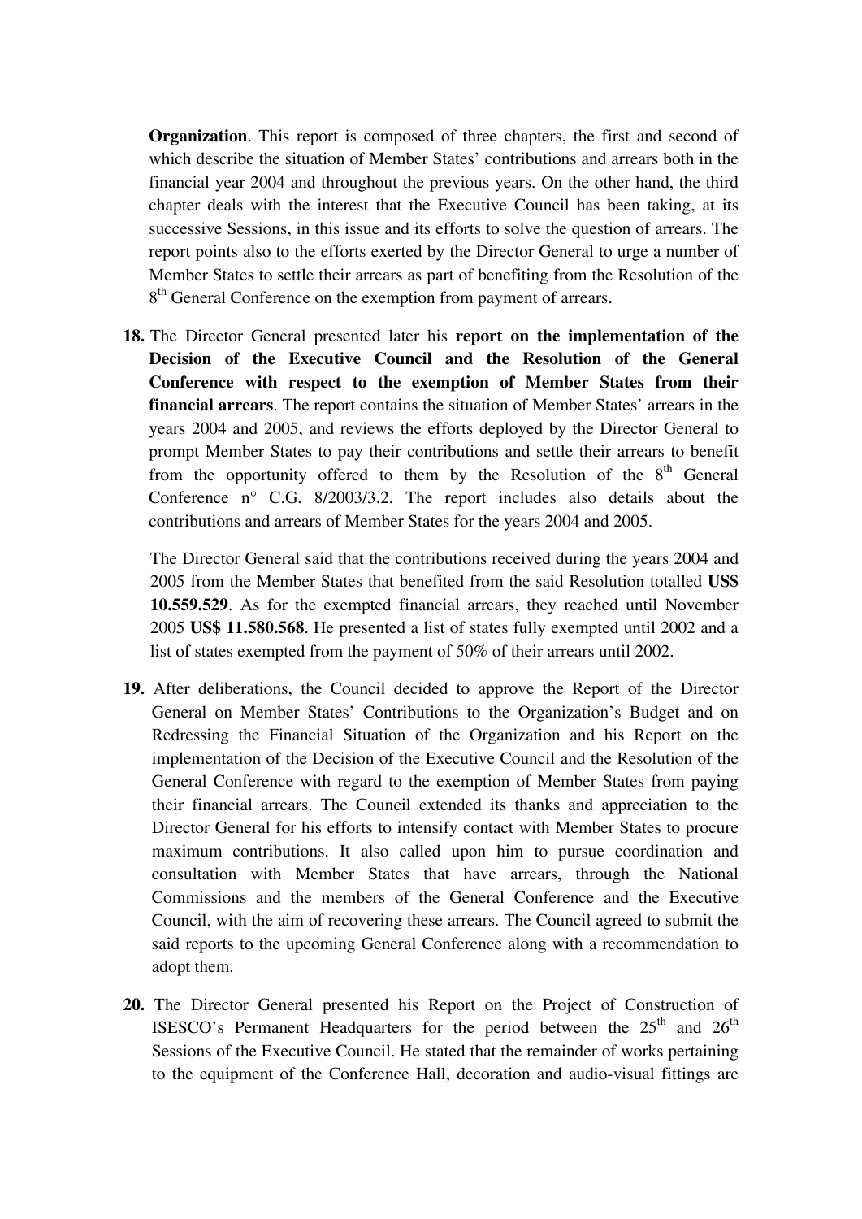**Organization**. This report is composed of three chapters, the first and second of which describe the situation of Member States' contributions and arrears both in the financial year 2004 and throughout the previous years. On the other hand, the third chapter deals with the interest that the Executive Council has been taking, at its successive Sessions, in this issue and its efforts to solve the question of arrears. The report points also to the efforts exerted by the Director General to urge a number of Member States to settle their arrears as part of benefiting from the Resolution of the 8th General Conference on the exemption from payment of arrears.

**18.** The Director General presented later his **report on the implementation of the Decision of the Executive Council and the Resolution of the General Conference with respect to the exemption of Member States from their financial arrears**. The report contains the situation of Member States' arrears in the years 2004 and 2005, and reviews the efforts deployed by the Director General to prompt Member States to pay their contributions and settle their arrears to benefit from the opportunity offered to them by the Resolution of the 8th General Conference n° C.G. 8/2003/3.2. The report includes also details about the contributions and arrears of Member States for the years 2004 and 2005.

The Director General said that the contributions received during the years 2004 and 2005 from the Member States that benefited from the said Resolution totalled **US$ 10.559.529**. As for the exempted financial arrears, they reached until November 2005 **US$ 11.580.568**. He presented a list of states fully exempted until 2002 and a list of states exempted from the payment of 50% of their arrears until 2002.

**19.** After deliberations, the Council decided to approve the Report of the Director General on Member States' Contributions to the Organization's Budget and on Redressing the Financial Situation of the Organization and his Report on the implementation of the Decision of the Executive Council and the Resolution of the General Conference with regard to the exemption of Member States from paying their financial arrears. The Council extended its thanks and appreciation to the Director General for his efforts to intensify contact with Member States to procure maximum contributions. It also called upon him to pursue coordination and consultation with Member States that have arrears, through the National Commissions and the members of the General Conference and the Executive Council, with the aim of recovering these arrears. The Council agreed to submit the said reports to the upcoming General Conference along with a recommendation to adopt them.

**20.** The Director General presented his Report on the Project of Construction of ISESCO's Permanent Headquarters for the period between the 25th and 26th Sessions of the Executive Council. He stated that the remainder of works pertaining to the equipment of the Conference Hall, decoration and audio-visual fittings are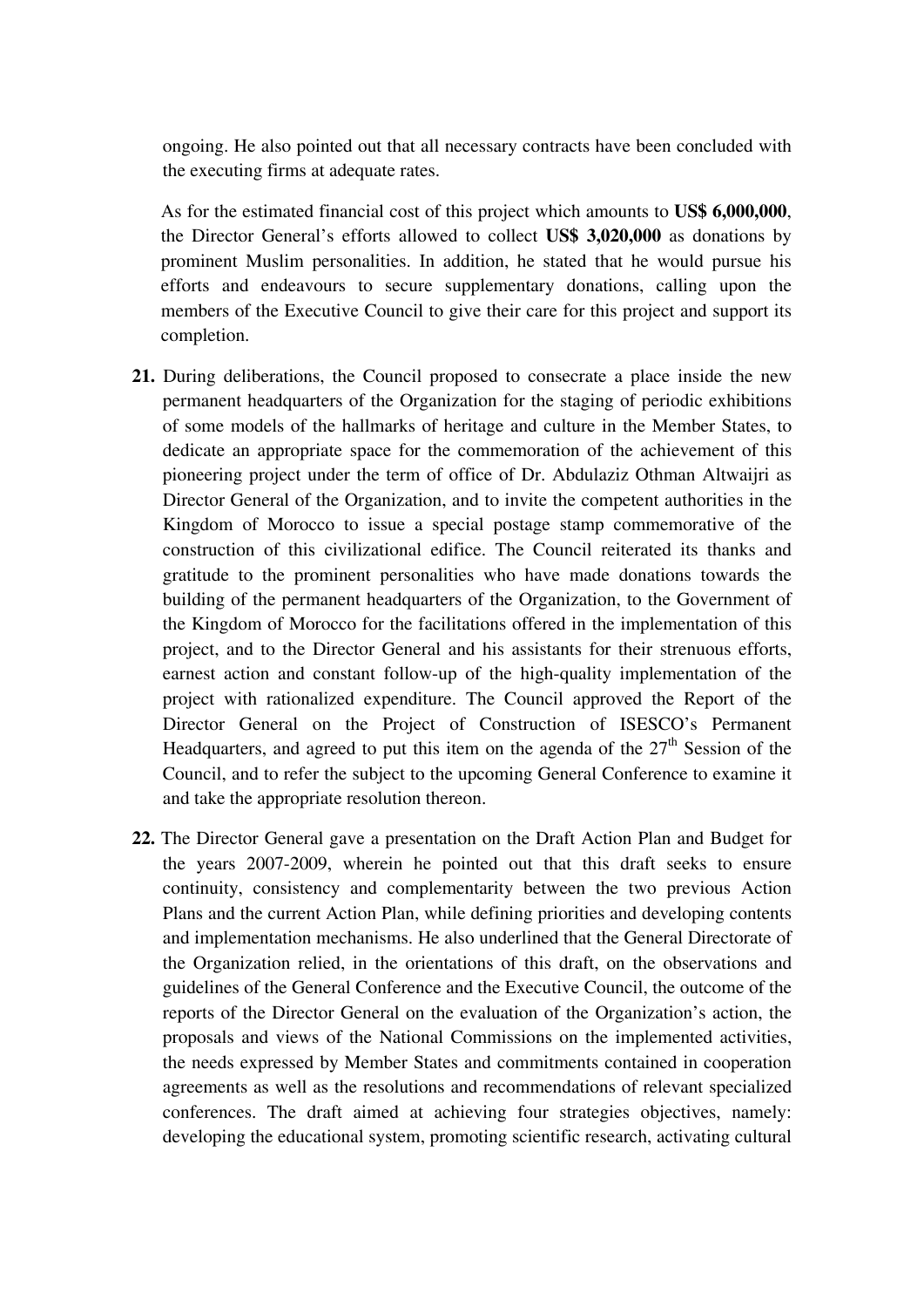ongoing. He also pointed out that all necessary contracts have been concluded with the executing firms at adequate rates.

As for the estimated financial cost of this project which amounts to **US$ 6,000,000**, the Director General's efforts allowed to collect **US$ 3,020,000** as donations by prominent Muslim personalities. In addition, he stated that he would pursue his efforts and endeavours to secure supplementary donations, calling upon the members of the Executive Council to give their care for this project and support its completion.

**21.** During deliberations, the Council proposed to consecrate a place inside the new permanent headquarters of the Organization for the staging of periodic exhibitions of some models of the hallmarks of heritage and culture in the Member States, to dedicate an appropriate space for the commemoration of the achievement of this pioneering project under the term of office of Dr. Abdulaziz Othman Altwaijri as Director General of the Organization, and to invite the competent authorities in the Kingdom of Morocco to issue a special postage stamp commemorative of the construction of this civilizational edifice. The Council reiterated its thanks and gratitude to the prominent personalities who have made donations towards the building of the permanent headquarters of the Organization, to the Government of the Kingdom of Morocco for the facilitations offered in the implementation of this project, and to the Director General and his assistants for their strenuous efforts, earnest action and constant follow-up of the high-quality implementation of the project with rationalized expenditure. The Council approved the Report of the Director General on the Project of Construction of ISESCO's Permanent Headquarters, and agreed to put this item on the agenda of the 27th Session of the Council, and to refer the subject to the upcoming General Conference to examine it and take the appropriate resolution thereon.

**22.** The Director General gave a presentation on the Draft Action Plan and Budget for the years 2007-2009, wherein he pointed out that this draft seeks to ensure continuity, consistency and complementarity between the two previous Action Plans and the current Action Plan, while defining priorities and developing contents and implementation mechanisms. He also underlined that the General Directorate of the Organization relied, in the orientations of this draft, on the observations and guidelines of the General Conference and the Executive Council, the outcome of the reports of the Director General on the evaluation of the Organization's action, the proposals and views of the National Commissions on the implemented activities, the needs expressed by Member States and commitments contained in cooperation agreements as well as the resolutions and recommendations of relevant specialized conferences. The draft aimed at achieving four strategies objectives, namely: developing the educational system, promoting scientific research, activating cultural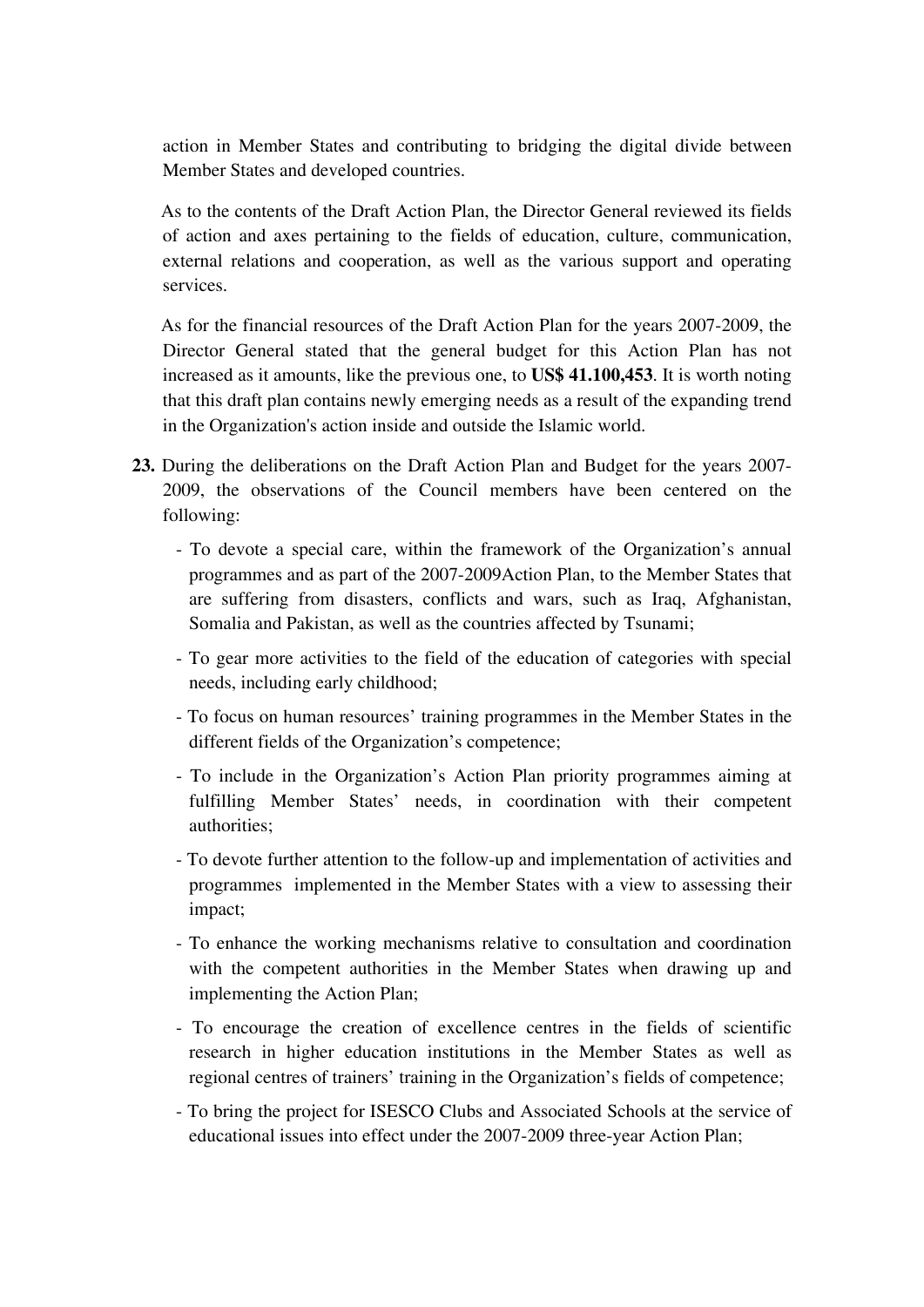action in Member States and contributing to bridging the digital divide between Member States and developed countries.

As to the contents of the Draft Action Plan, the Director General reviewed its fields of action and axes pertaining to the fields of education, culture, communication, external relations and cooperation, as well as the various support and operating services.

As for the financial resources of the Draft Action Plan for the years 2007-2009, the Director General stated that the general budget for this Action Plan has not increased as it amounts, like the previous one, to **US$ 41.100,453**. It is worth noting that this draft plan contains newly emerging needs as a result of the expanding trend in the Organization's action inside and outside the Islamic world.

**23.** During the deliberations on the Draft Action Plan and Budget for the years 2007-2009, the observations of the Council members have been centered on the following:

- To devote a special care, within the framework of the Organization's annual programmes and as part of the 2007-2009Action Plan, to the Member States that are suffering from disasters, conflicts and wars, such as Iraq, Afghanistan, Somalia and Pakistan, as well as the countries affected by Tsunami;
- To gear more activities to the field of the education of categories with special needs, including early childhood;
- To focus on human resources' training programmes in the Member States in the different fields of the Organization's competence;
- To include in the Organization's Action Plan priority programmes aiming at fulfilling Member States' needs, in coordination with their competent authorities;
- To devote further attention to the follow-up and implementation of activities and programmes implemented in the Member States with a view to assessing their impact;
- To enhance the working mechanisms relative to consultation and coordination with the competent authorities in the Member States when drawing up and implementing the Action Plan;
- To encourage the creation of excellence centres in the fields of scientific research in higher education institutions in the Member States as well as regional centres of trainers' training in the Organization's fields of competence;
- To bring the project for ISESCO Clubs and Associated Schools at the service of educational issues into effect under the 2007-2009 three-year Action Plan;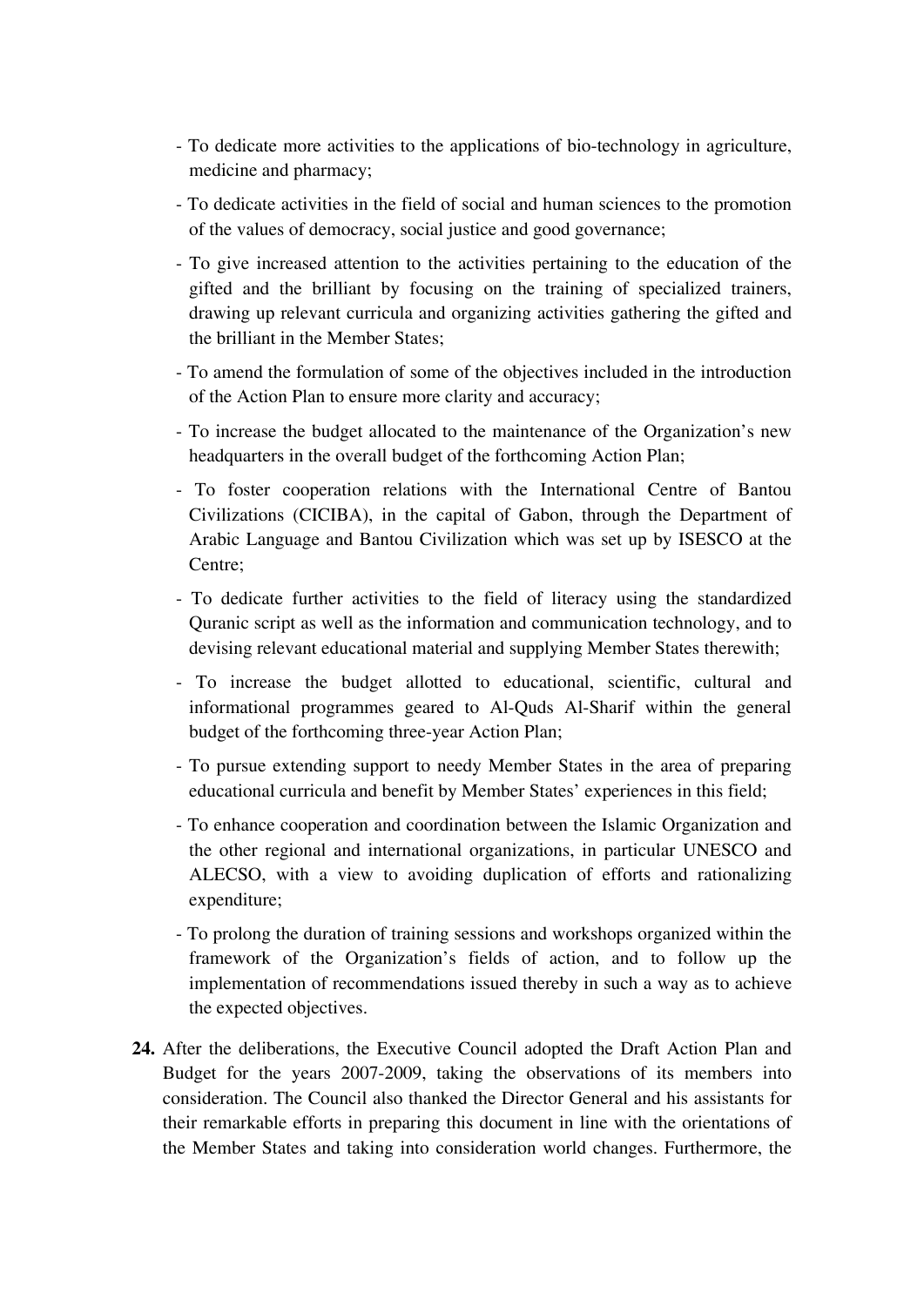- To dedicate more activities to the applications of bio-technology in agriculture, medicine and pharmacy;
- To dedicate activities in the field of social and human sciences to the promotion of the values of democracy, social justice and good governance;
- To give increased attention to the activities pertaining to the education of the gifted and the brilliant by focusing on the training of specialized trainers, drawing up relevant curricula and organizing activities gathering the gifted and the brilliant in the Member States;
- To amend the formulation of some of the objectives included in the introduction of the Action Plan to ensure more clarity and accuracy;
- To increase the budget allocated to the maintenance of the Organization's new headquarters in the overall budget of the forthcoming Action Plan;
- To foster cooperation relations with the International Centre of Bantou Civilizations (CICIBA), in the capital of Gabon, through the Department of Arabic Language and Bantou Civilization which was set up by ISESCO at the Centre;
- To dedicate further activities to the field of literacy using the standardized Quranic script as well as the information and communication technology, and to devising relevant educational material and supplying Member States therewith;
- To increase the budget allotted to educational, scientific, cultural and informational programmes geared to Al-Quds Al-Sharif within the general budget of the forthcoming three-year Action Plan;
- To pursue extending support to needy Member States in the area of preparing educational curricula and benefit by Member States' experiences in this field;
- To enhance cooperation and coordination between the Islamic Organization and the other regional and international organizations, in particular UNESCO and ALECSO, with a view to avoiding duplication of efforts and rationalizing expenditure;
- To prolong the duration of training sessions and workshops organized within the framework of the Organization's fields of action, and to follow up the implementation of recommendations issued thereby in such a way as to achieve the expected objectives.

**24.** After the deliberations, the Executive Council adopted the Draft Action Plan and Budget for the years 2007-2009, taking the observations of its members into consideration. The Council also thanked the Director General and his assistants for their remarkable efforts in preparing this document in line with the orientations of the Member States and taking into consideration world changes. Furthermore, the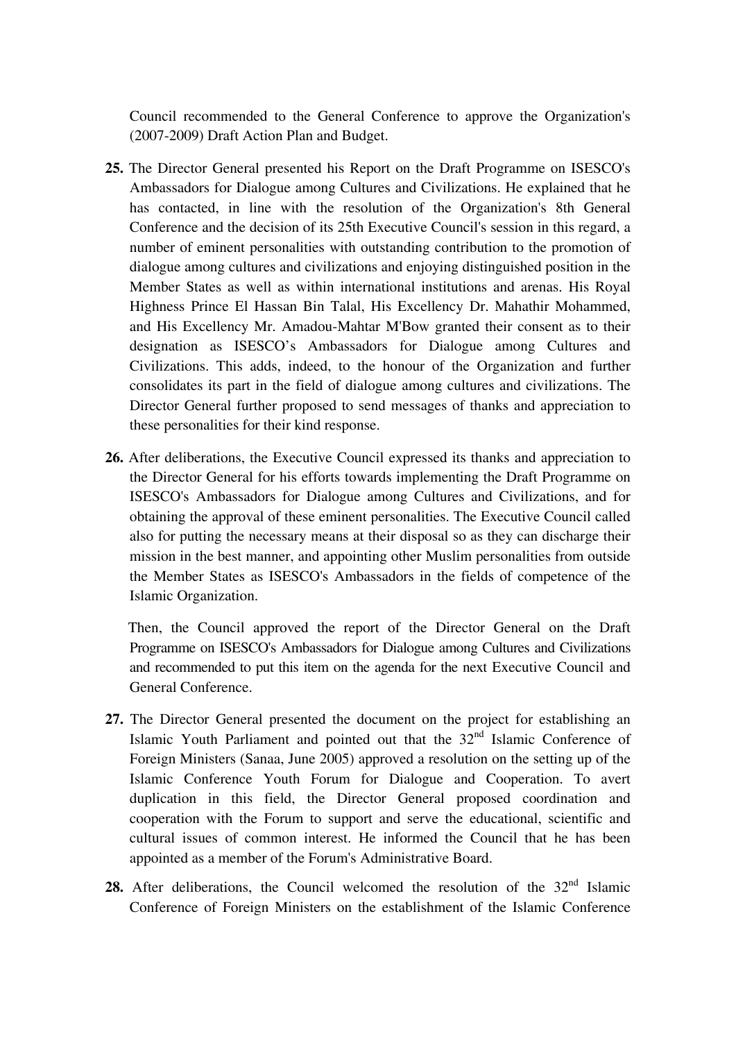Council recommended to the General Conference to approve the Organization's (2007-2009) Draft Action Plan and Budget.

**25.** The Director General presented his Report on the Draft Programme on ISESCO's Ambassadors for Dialogue among Cultures and Civilizations. He explained that he has contacted, in line with the resolution of the Organization's 8th General Conference and the decision of its 25th Executive Council's session in this regard, a number of eminent personalities with outstanding contribution to the promotion of dialogue among cultures and civilizations and enjoying distinguished position in the Member States as well as within international institutions and arenas. His Royal Highness Prince El Hassan Bin Talal, His Excellency Dr. Mahathir Mohammed, and His Excellency Mr. Amadou-Mahtar M'Bow granted their consent as to their designation as ISESCO's Ambassadors for Dialogue among Cultures and Civilizations. This adds, indeed, to the honour of the Organization and further consolidates its part in the field of dialogue among cultures and civilizations. The Director General further proposed to send messages of thanks and appreciation to these personalities for their kind response.

**26.** After deliberations, the Executive Council expressed its thanks and appreciation to the Director General for his efforts towards implementing the Draft Programme on ISESCO's Ambassadors for Dialogue among Cultures and Civilizations, and for obtaining the approval of these eminent personalities. The Executive Council called also for putting the necessary means at their disposal so as they can discharge their mission in the best manner, and appointing other Muslim personalities from outside the Member States as ISESCO's Ambassadors in the fields of competence of the Islamic Organization.

Then, the Council approved the report of the Director General on the Draft Programme on ISESCO's Ambassadors for Dialogue among Cultures and Civilizations and recommended to put this item on the agenda for the next Executive Council and General Conference.

**27.** The Director General presented the document on the project for establishing an Islamic Youth Parliament and pointed out that the 32nd Islamic Conference of Foreign Ministers (Sanaa, June 2005) approved a resolution on the setting up of the Islamic Conference Youth Forum for Dialogue and Cooperation. To avert duplication in this field, the Director General proposed coordination and cooperation with the Forum to support and serve the educational, scientific and cultural issues of common interest. He informed the Council that he has been appointed as a member of the Forum's Administrative Board.

**28.** After deliberations, the Council welcomed the resolution of the 32nd Islamic Conference of Foreign Ministers on the establishment of the Islamic Conference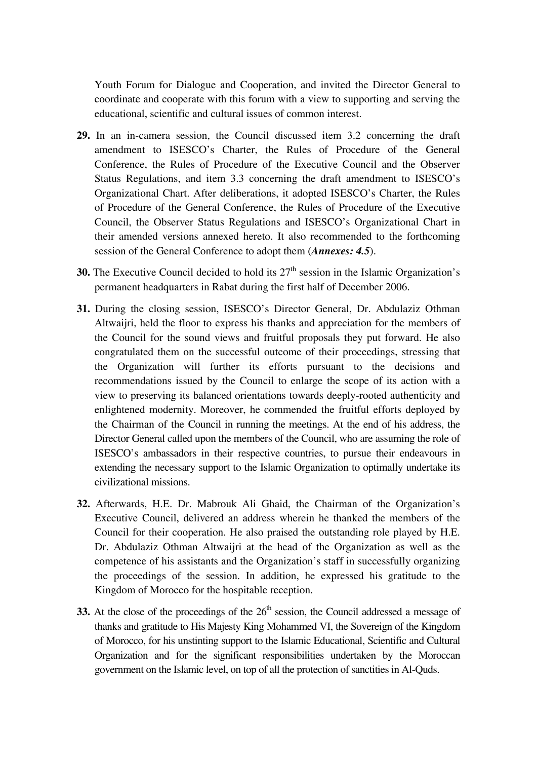Youth Forum for Dialogue and Cooperation, and invited the Director General to coordinate and cooperate with this forum with a view to supporting and serving the educational, scientific and cultural issues of common interest.

**29.** In an in-camera session, the Council discussed item 3.2 concerning the draft amendment to ISESCO's Charter, the Rules of Procedure of the General Conference, the Rules of Procedure of the Executive Council and the Observer Status Regulations, and item 3.3 concerning the draft amendment to ISESCO's Organizational Chart. After deliberations, it adopted ISESCO's Charter, the Rules of Procedure of the General Conference, the Rules of Procedure of the Executive Council, the Observer Status Regulations and ISESCO's Organizational Chart in their amended versions annexed hereto. It also recommended to the forthcoming session of the General Conference to adopt them (***Annexes: 4.5***).

**30.** The Executive Council decided to hold its 27th session in the Islamic Organization's permanent headquarters in Rabat during the first half of December 2006.

**31.** During the closing session, ISESCO's Director General, Dr. Abdulaziz Othman Altwaijri, held the floor to express his thanks and appreciation for the members of the Council for the sound views and fruitful proposals they put forward. He also congratulated them on the successful outcome of their proceedings, stressing that the Organization will further its efforts pursuant to the decisions and recommendations issued by the Council to enlarge the scope of its action with a view to preserving its balanced orientations towards deeply-rooted authenticity and enlightened modernity. Moreover, he commended the fruitful efforts deployed by the Chairman of the Council in running the meetings. At the end of his address, the Director General called upon the members of the Council, who are assuming the role of ISESCO's ambassadors in their respective countries, to pursue their endeavours in extending the necessary support to the Islamic Organization to optimally undertake its civilizational missions.

**32.** Afterwards, H.E. Dr. Mabrouk Ali Ghaid, the Chairman of the Organization's Executive Council, delivered an address wherein he thanked the members of the Council for their cooperation. He also praised the outstanding role played by H.E. Dr. Abdulaziz Othman Altwaijri at the head of the Organization as well as the competence of his assistants and the Organization's staff in successfully organizing the proceedings of the session. In addition, he expressed his gratitude to the Kingdom of Morocco for the hospitable reception.

**33.** At the close of the proceedings of the 26th session, the Council addressed a message of thanks and gratitude to His Majesty King Mohammed VI, the Sovereign of the Kingdom of Morocco, for his unstinting support to the Islamic Educational, Scientific and Cultural Organization and for the significant responsibilities undertaken by the Moroccan government on the Islamic level, on top of all the protection of sanctities in Al-Quds.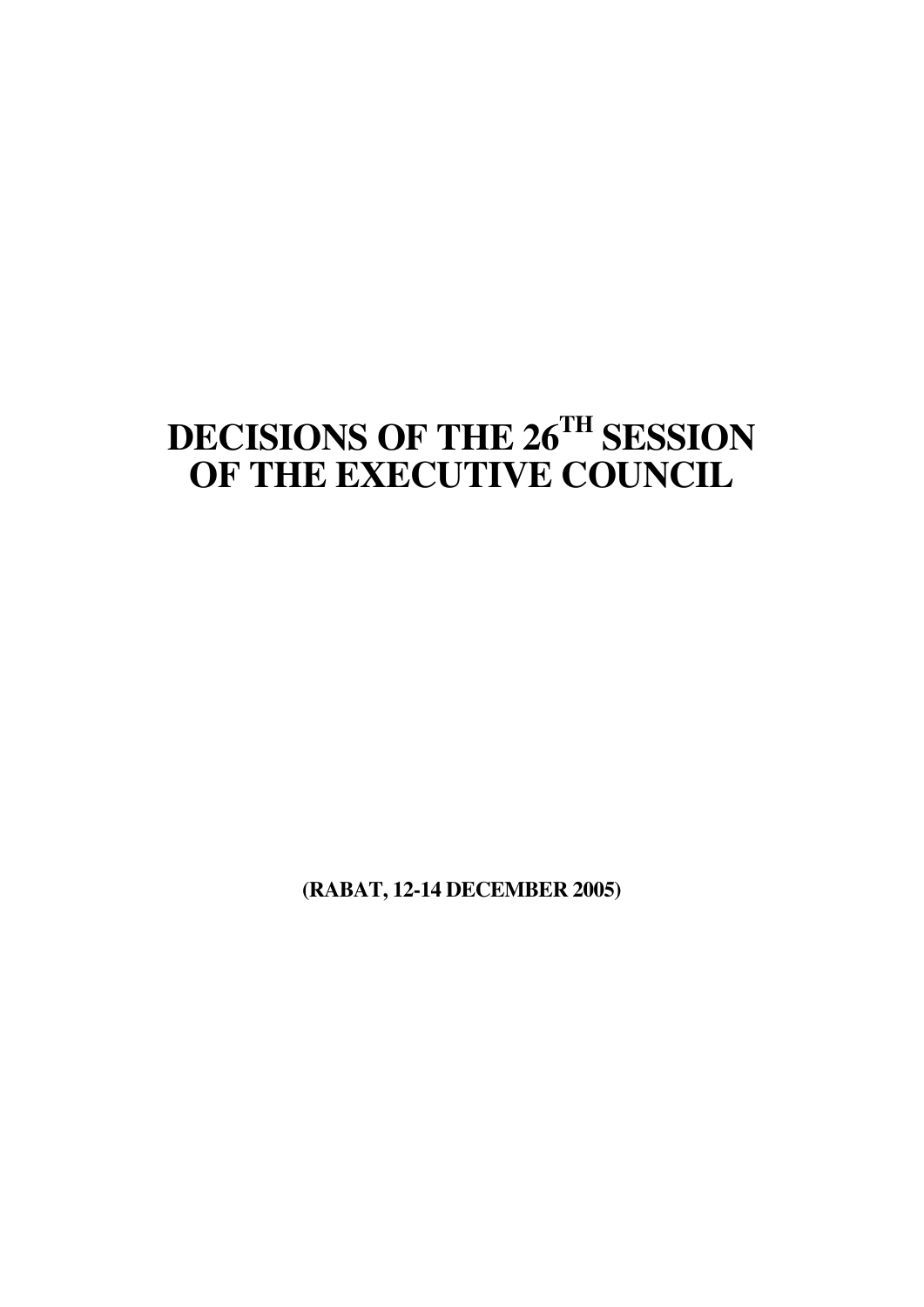# DECISIONS OF THE 26TH SESSION OF THE EXECUTIVE COUNCIL

**(RABAT, 12-14 DECEMBER 2005)**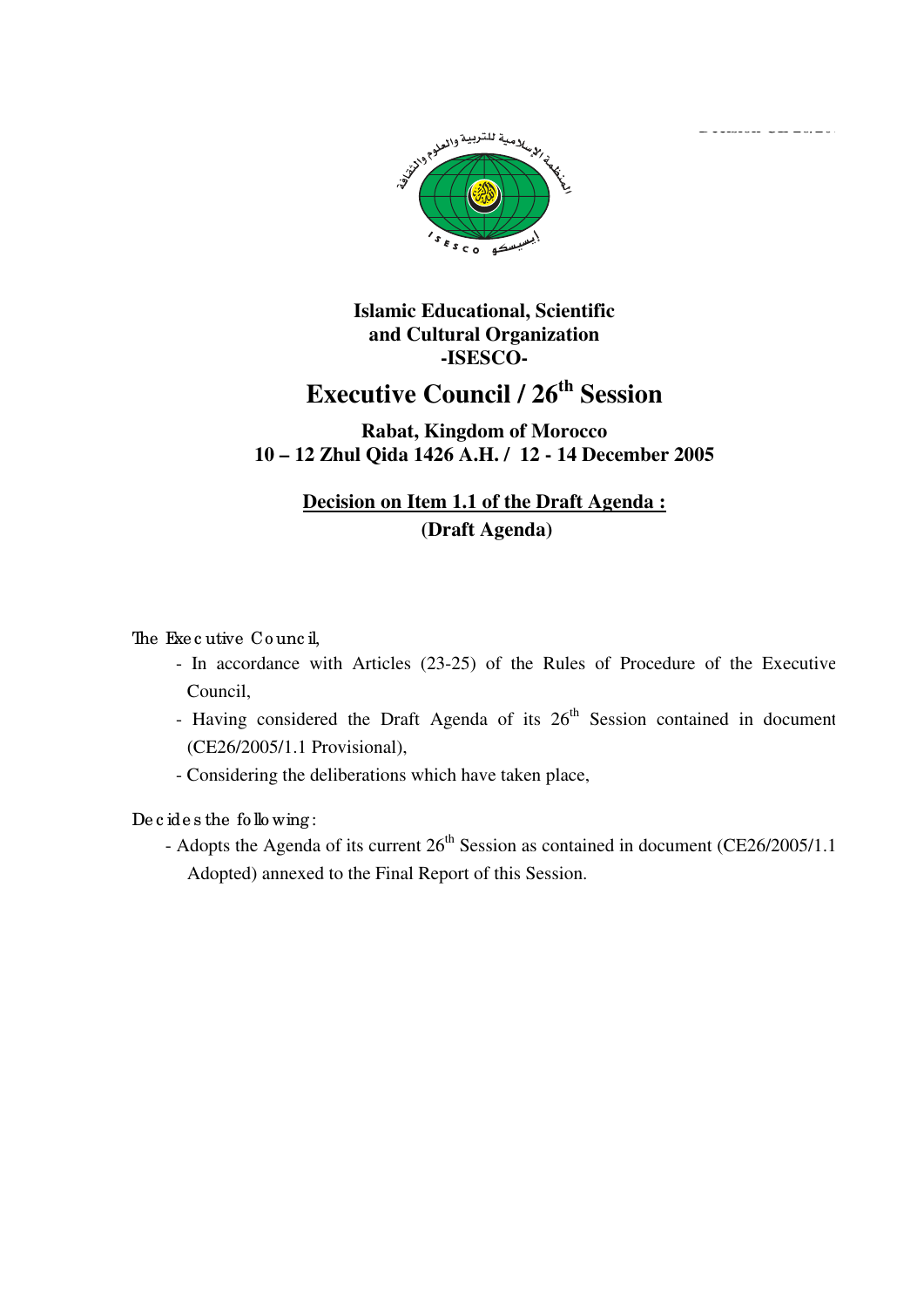**Islamic Educational, Scientific and Cultural Organization -ISESCO-**

# Executive Council / 26th Session

**Rabat, Kingdom of Morocco**
**10 – 12 Zhul Qida 1426 A.H. / 12 - 14 December 2005**

**Decision on Item 1.1 of the Draft Agenda :**
**(Draft Agenda)**

The Executive Council,

- In accordance with Articles (23-25) of the Rules of Procedure of the Executive Council,
- Having considered the Draft Agenda of its 26th Session contained in document (CE26/2005/1.1 Provisional),
- Considering the deliberations which have taken place,

Decides the following:

- Adopts the Agenda of its current 26th Session as contained in document (CE26/2005/1.1 Adopted) annexed to the Final Report of this Session.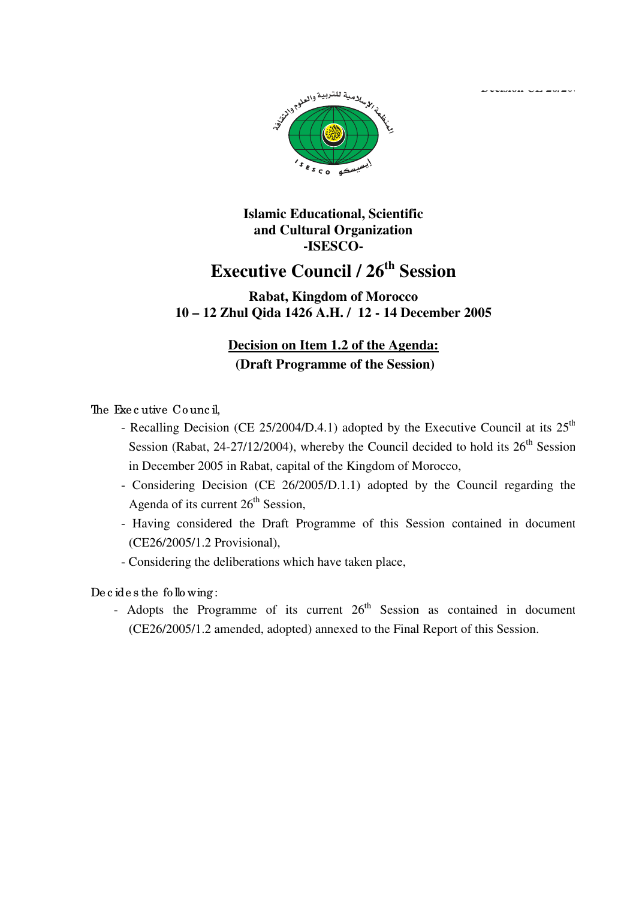**Islamic Educational, Scientific and Cultural Organization -ISESCO-**

# Executive Council / 26th Session

**Rabat, Kingdom of Morocco**
**10 – 12 Zhul Qida 1426 A.H. / 12 - 14 December 2005**

## Decision on Item 1.2 of the Agenda: (Draft Programme of the Session)

The Executive Council,

- Recalling Decision (CE 25/2004/D.4.1) adopted by the Executive Council at its 25th Session (Rabat, 24-27/12/2004), whereby the Council decided to hold its 26th Session in December 2005 in Rabat, capital of the Kingdom of Morocco,
- Considering Decision (CE 26/2005/D.1.1) adopted by the Council regarding the Agenda of its current 26th Session,
- Having considered the Draft Programme of this Session contained in document (CE26/2005/1.2 Provisional),
- Considering the deliberations which have taken place,

Decides the following:

- Adopts the Programme of its current 26th Session as contained in document (CE26/2005/1.2 amended, adopted) annexed to the Final Report of this Session.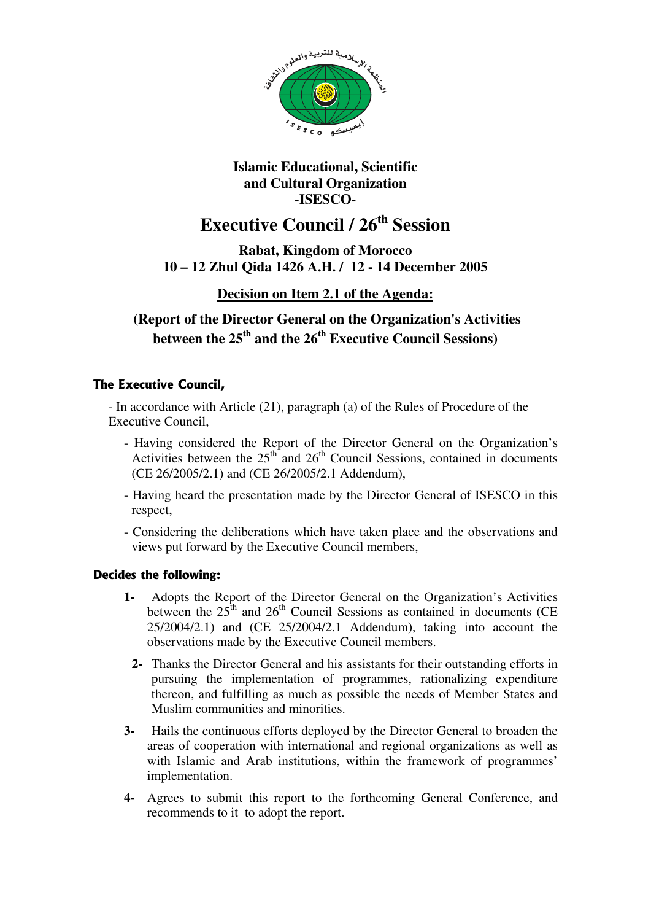**Islamic Educational, Scientific and Cultural Organization -ISESCO-**

# Executive Council / 26th Session

**Rabat, Kingdom of Morocco**
**10 – 12 Zhul Qida 1426 A.H. / 12 - 14 December 2005**

## Decision on Item 2.1 of the Agenda:

## (Report of the Director General on the Organization's Activities between the 25th and the 26th Executive Council Sessions)

**The Executive Council,**

- In accordance with Article (21), paragraph (a) of the Rules of Procedure of the Executive Council,

- Having considered the Report of the Director General on the Organization's Activities between the 25th and 26th Council Sessions, contained in documents (CE 26/2005/2.1) and (CE 26/2005/2.1 Addendum),

- Having heard the presentation made by the Director General of ISESCO in this respect,

- Considering the deliberations which have taken place and the observations and views put forward by the Executive Council members,

**Decides the following:**

1- Adopts the Report of the Director General on the Organization's Activities between the 25th and 26th Council Sessions as contained in documents (CE 25/2004/2.1) and (CE 25/2004/2.1 Addendum), taking into account the observations made by the Executive Council members.

2- Thanks the Director General and his assistants for their outstanding efforts in pursuing the implementation of programmes, rationalizing expenditure thereon, and fulfilling as much as possible the needs of Member States and Muslim communities and minorities.

3- Hails the continuous efforts deployed by the Director General to broaden the areas of cooperation with international and regional organizations as well as with Islamic and Arab institutions, within the framework of programmes' implementation.

4- Agrees to submit this report to the forthcoming General Conference, and recommends to it to adopt the report.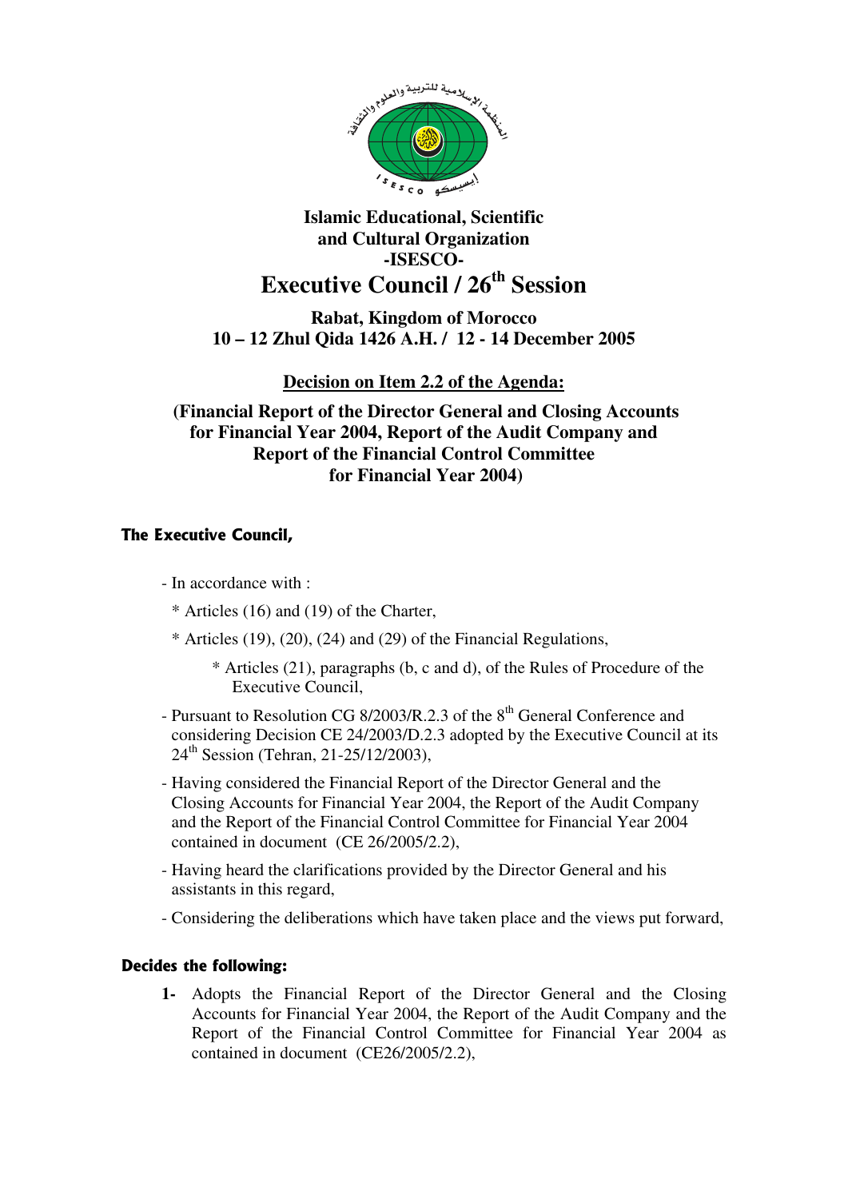**Islamic Educational, Scientific and Cultural Organization -ISESCO-**

# Executive Council / 26th Session

**Rabat, Kingdom of Morocco**
**10 – 12 Zhul Qida 1426 A.H. / 12 - 14 December 2005**

## Decision on Item 2.2 of the Agenda:

**(Financial Report of the Director General and Closing Accounts for Financial Year 2004, Report of the Audit Company and Report of the Financial Control Committee for Financial Year 2004)**

**The Executive Council,**

- In accordance with :
  * Articles (16) and (19) of the Charter,
  * Articles (19), (20), (24) and (29) of the Financial Regulations,
  * Articles (21), paragraphs (b, c and d), of the Rules of Procedure of the Executive Council,
- Pursuant to Resolution CG 8/2003/R.2.3 of the 8th General Conference and considering Decision CE 24/2003/D.2.3 adopted by the Executive Council at its 24th Session (Tehran, 21-25/12/2003),
- Having considered the Financial Report of the Director General and the Closing Accounts for Financial Year 2004, the Report of the Audit Company and the Report of the Financial Control Committee for Financial Year 2004 contained in document (CE 26/2005/2.2),
- Having heard the clarifications provided by the Director General and his assistants in this regard,
- Considering the deliberations which have taken place and the views put forward,

**Decides the following:**

1- Adopts the Financial Report of the Director General and the Closing Accounts for Financial Year 2004, the Report of the Audit Company and the Report of the Financial Control Committee for Financial Year 2004 as contained in document (CE26/2005/2.2),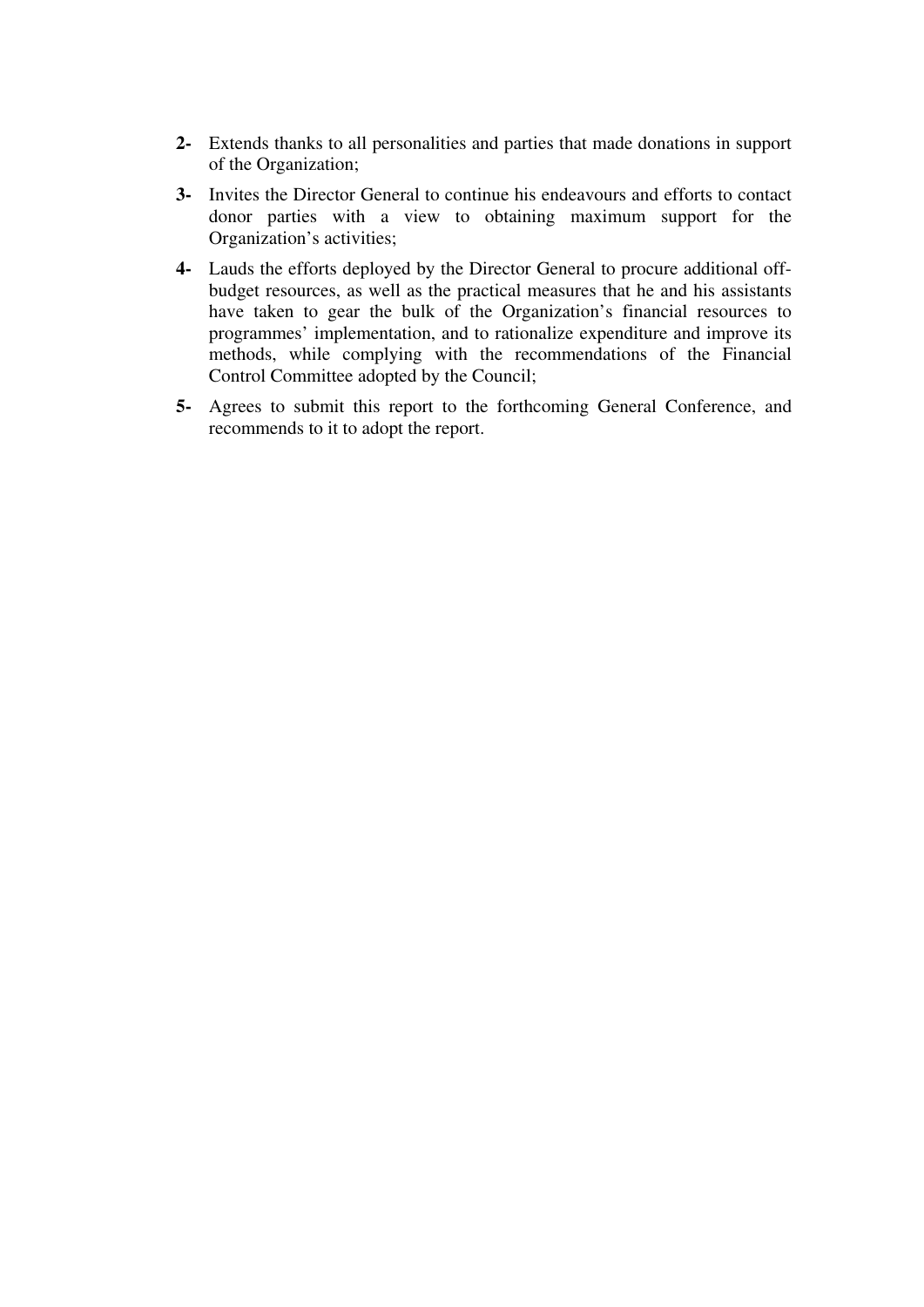**2-** Extends thanks to all personalities and parties that made donations in support of the Organization;

**3-** Invites the Director General to continue his endeavours and efforts to contact donor parties with a view to obtaining maximum support for the Organization's activities;

**4-** Lauds the efforts deployed by the Director General to procure additional off-budget resources, as well as the practical measures that he and his assistants have taken to gear the bulk of the Organization's financial resources to programmes' implementation, and to rationalize expenditure and improve its methods, while complying with the recommendations of the Financial Control Committee adopted by the Council;

**5-** Agrees to submit this report to the forthcoming General Conference, and recommends to it to adopt the report.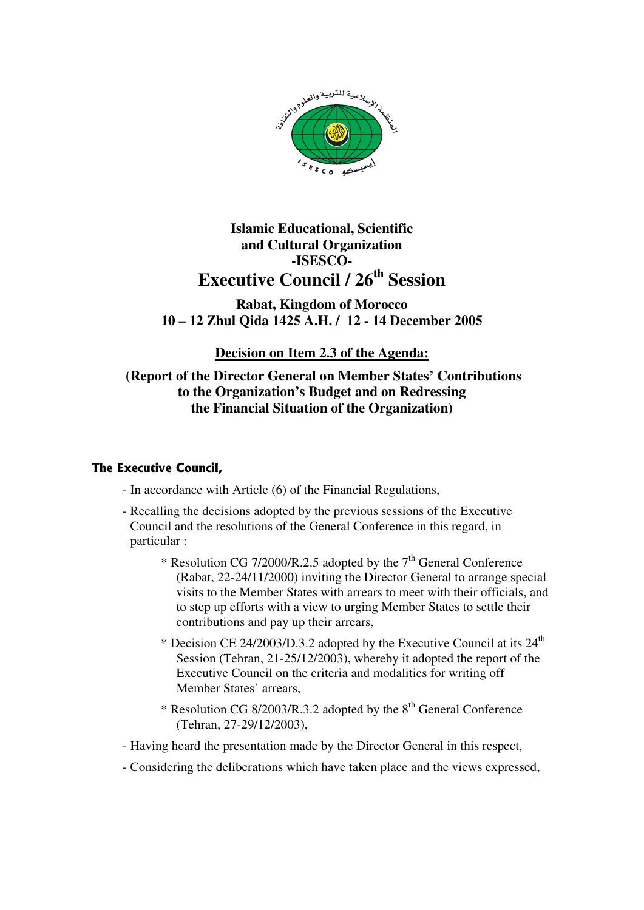**Islamic Educational, Scientific and Cultural Organization -ISESCO-**

# Executive Council / 26th Session

**Rabat, Kingdom of Morocco**
**10 – 12 Zhul Qida 1425 A.H. / 12 - 14 December 2005**

## Decision on Item 2.3 of the Agenda:

**(Report of the Director General on Member States' Contributions to the Organization's Budget and on Redressing the Financial Situation of the Organization)**

**The Executive Council,**

- In accordance with Article (6) of the Financial Regulations,
- Recalling the decisions adopted by the previous sessions of the Executive Council and the resolutions of the General Conference in this regard, in particular :
  * Resolution CG 7/2000/R.2.5 adopted by the 7th General Conference (Rabat, 22-24/11/2000) inviting the Director General to arrange special visits to the Member States with arrears to meet with their officials, and to step up efforts with a view to urging Member States to settle their contributions and pay up their arrears,
  * Decision CE 24/2003/D.3.2 adopted by the Executive Council at its 24th Session (Tehran, 21-25/12/2003), whereby it adopted the report of the Executive Council on the criteria and modalities for writing off Member States' arrears,
  * Resolution CG 8/2003/R.3.2 adopted by the 8th General Conference (Tehran, 27-29/12/2003),
- Having heard the presentation made by the Director General in this respect,
- Considering the deliberations which have taken place and the views expressed,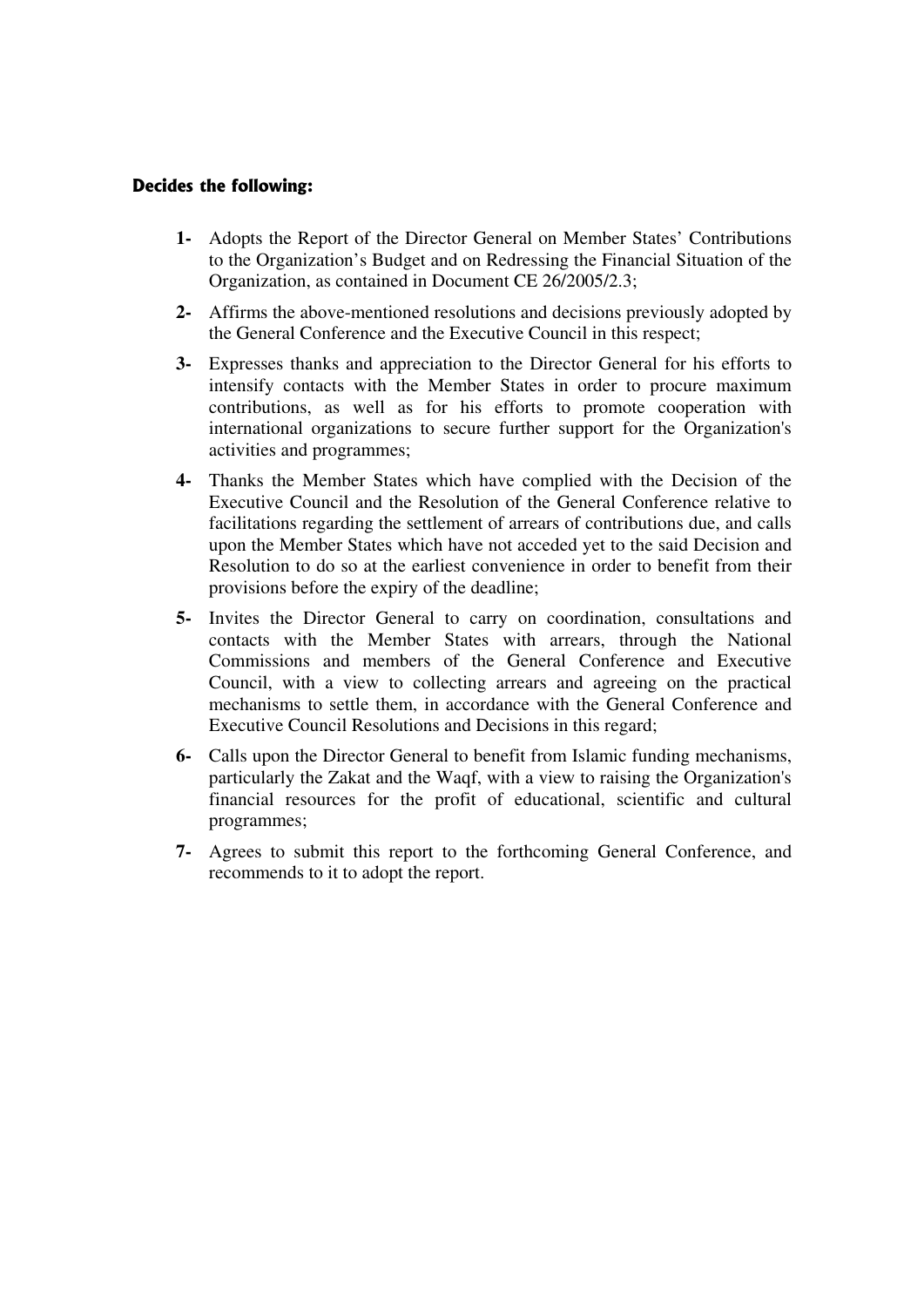**Decides the following:**

**1-** Adopts the Report of the Director General on Member States' Contributions to the Organization's Budget and on Redressing the Financial Situation of the Organization, as contained in Document CE 26/2005/2.3;

**2-** Affirms the above-mentioned resolutions and decisions previously adopted by the General Conference and the Executive Council in this respect;

**3-** Expresses thanks and appreciation to the Director General for his efforts to intensify contacts with the Member States in order to procure maximum contributions, as well as for his efforts to promote cooperation with international organizations to secure further support for the Organization's activities and programmes;

**4-** Thanks the Member States which have complied with the Decision of the Executive Council and the Resolution of the General Conference relative to facilitations regarding the settlement of arrears of contributions due, and calls upon the Member States which have not acceded yet to the said Decision and Resolution to do so at the earliest convenience in order to benefit from their provisions before the expiry of the deadline;

**5-** Invites the Director General to carry on coordination, consultations and contacts with the Member States with arrears, through the National Commissions and members of the General Conference and Executive Council, with a view to collecting arrears and agreeing on the practical mechanisms to settle them, in accordance with the General Conference and Executive Council Resolutions and Decisions in this regard;

**6-** Calls upon the Director General to benefit from Islamic funding mechanisms, particularly the Zakat and the Waqf, with a view to raising the Organization's financial resources for the profit of educational, scientific and cultural programmes;

**7-** Agrees to submit this report to the forthcoming General Conference, and recommends to it to adopt the report.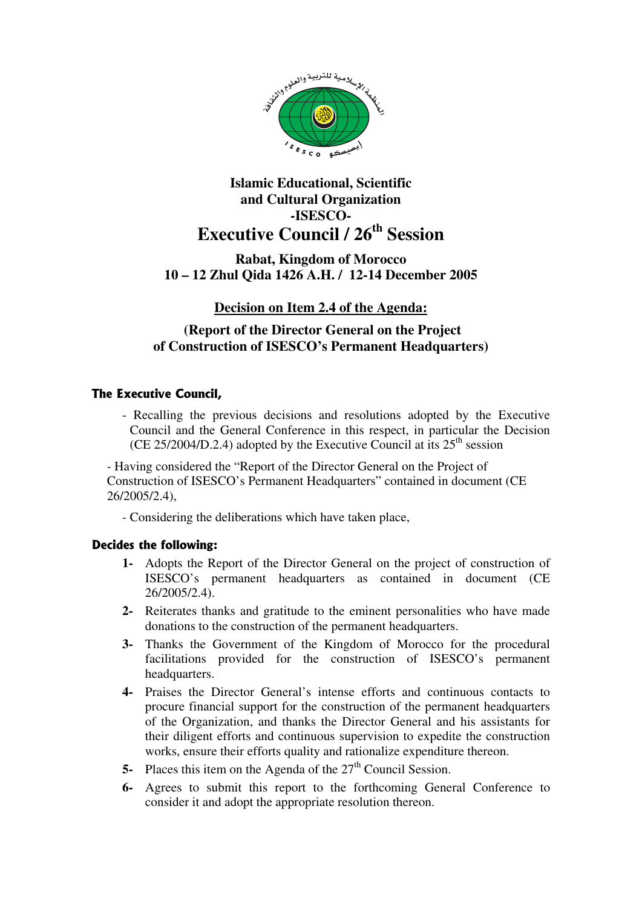**Islamic Educational, Scientific and Cultural Organization -ISESCO-**

# Executive Council / 26th Session

**Rabat, Kingdom of Morocco**
**10 – 12 Zhul Qida 1426 A.H. / 12-14 December 2005**

## Decision on Item 2.4 of the Agenda:

## (Report of the Director General on the Project of Construction of ISESCO's Permanent Headquarters)

**The Executive Council,**

- Recalling the previous decisions and resolutions adopted by the Executive Council and the General Conference in this respect, in particular the Decision (CE 25/2004/D.2.4) adopted by the Executive Council at its 25th session

- Having considered the "Report of the Director General on the Project of Construction of ISESCO's Permanent Headquarters" contained in document (CE 26/2005/2.4),

- Considering the deliberations which have taken place,

**Decides the following:**

1- Adopts the Report of the Director General on the project of construction of ISESCO's permanent headquarters as contained in document (CE 26/2005/2.4).

2- Reiterates thanks and gratitude to the eminent personalities who have made donations to the construction of the permanent headquarters.

3- Thanks the Government of the Kingdom of Morocco for the procedural facilitations provided for the construction of ISESCO's permanent headquarters.

4- Praises the Director General's intense efforts and continuous contacts to procure financial support for the construction of the permanent headquarters of the Organization, and thanks the Director General and his assistants for their diligent efforts and continuous supervision to expedite the construction works, ensure their efforts quality and rationalize expenditure thereon.

5- Places this item on the Agenda of the 27th Council Session.

6- Agrees to submit this report to the forthcoming General Conference to consider it and adopt the appropriate resolution thereon.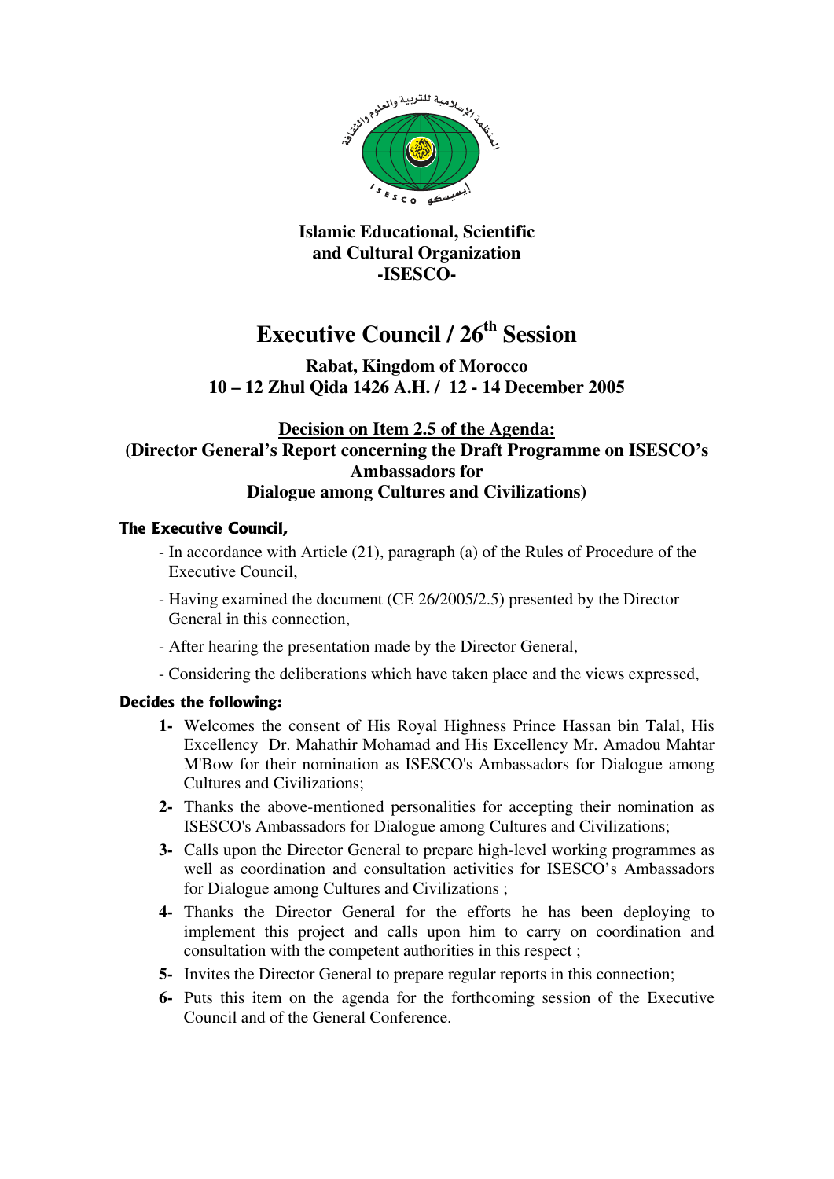**Islamic Educational, Scientific and Cultural Organization -ISESCO-**

# Executive Council / 26th Session

**Rabat, Kingdom of Morocco**
**10 – 12 Zhul Qida 1426 A.H. / 12 - 14 December 2005**

## Decision on Item 2.5 of the Agenda: (Director General's Report concerning the Draft Programme on ISESCO's Ambassadors for Dialogue among Cultures and Civilizations)

**The Executive Council,**

- In accordance with Article (21), paragraph (a) of the Rules of Procedure of the Executive Council,
- Having examined the document (CE 26/2005/2.5) presented by the Director General in this connection,
- After hearing the presentation made by the Director General,
- Considering the deliberations which have taken place and the views expressed,

**Decides the following:**

1- Welcomes the consent of His Royal Highness Prince Hassan bin Talal, His Excellency Dr. Mahathir Mohamad and His Excellency Mr. Amadou Mahtar M'Bow for their nomination as ISESCO's Ambassadors for Dialogue among Cultures and Civilizations;

2- Thanks the above-mentioned personalities for accepting their nomination as ISESCO's Ambassadors for Dialogue among Cultures and Civilizations;

3- Calls upon the Director General to prepare high-level working programmes as well as coordination and consultation activities for ISESCO's Ambassadors for Dialogue among Cultures and Civilizations ;

4- Thanks the Director General for the efforts he has been deploying to implement this project and calls upon him to carry on coordination and consultation with the competent authorities in this respect ;

5- Invites the Director General to prepare regular reports in this connection;

6- Puts this item on the agenda for the forthcoming session of the Executive Council and of the General Conference.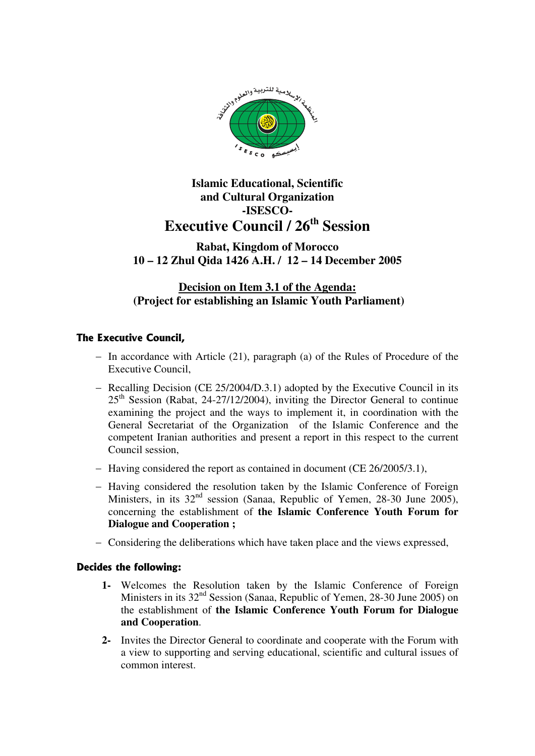**Islamic Educational, Scientific and Cultural Organization -ISESCO-**

# Executive Council / 26th Session

**Rabat, Kingdom of Morocco**
**10 – 12 Zhul Qida 1426 A.H. / 12 – 14 December 2005**

## Decision on Item 3.1 of the Agenda: (Project for establishing an Islamic Youth Parliament)

**The Executive Council,**

- In accordance with Article (21), paragraph (a) of the Rules of Procedure of the Executive Council,
- Recalling Decision (CE 25/2004/D.3.1) adopted by the Executive Council in its 25th Session (Rabat, 24-27/12/2004), inviting the Director General to continue examining the project and the ways to implement it, in coordination with the General Secretariat of the Organization of the Islamic Conference and the competent Iranian authorities and present a report in this respect to the current Council session,
- Having considered the report as contained in document (CE 26/2005/3.1),
- Having considered the resolution taken by the Islamic Conference of Foreign Ministers, in its 32nd session (Sanaa, Republic of Yemen, 28-30 June 2005), concerning the establishment of **the Islamic Conference Youth Forum for Dialogue and Cooperation ;**
- Considering the deliberations which have taken place and the views expressed,

**Decides the following:**

1. Welcomes the Resolution taken by the Islamic Conference of Foreign Ministers in its 32nd Session (Sanaa, Republic of Yemen, 28-30 June 2005) on the establishment of **the Islamic Conference Youth Forum for Dialogue and Cooperation**.
2. Invites the Director General to coordinate and cooperate with the Forum with a view to supporting and serving educational, scientific and cultural issues of common interest.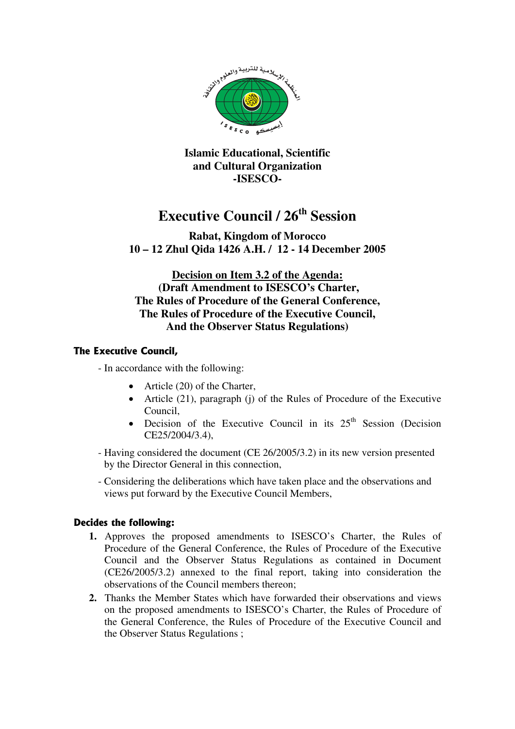**Islamic Educational, Scientific and Cultural Organization -ISESCO-**

# Executive Council / 26th Session

**Rabat, Kingdom of Morocco**
**10 – 12 Zhul Qida 1426 A.H. / 12 - 14 December 2005**

## Decision on Item 3.2 of the Agenda:
## (Draft Amendment to ISESCO's Charter, The Rules of Procedure of the General Conference, The Rules of Procedure of the Executive Council, And the Observer Status Regulations)

**The Executive Council,**

- In accordance with the following:
  - Article (20) of the Charter,
  - Article (21), paragraph (j) of the Rules of Procedure of the Executive Council,
  - Decision of the Executive Council in its 25th Session (Decision CE25/2004/3.4),
- Having considered the document (CE 26/2005/3.2) in its new version presented by the Director General in this connection,
- Considering the deliberations which have taken place and the observations and views put forward by the Executive Council Members,

**Decides the following:**

1. Approves the proposed amendments to ISESCO's Charter, the Rules of Procedure of the General Conference, the Rules of Procedure of the Executive Council and the Observer Status Regulations as contained in Document (CE26/2005/3.2) annexed to the final report, taking into consideration the observations of the Council members thereon;
2. Thanks the Member States which have forwarded their observations and views on the proposed amendments to ISESCO's Charter, the Rules of Procedure of the General Conference, the Rules of Procedure of the Executive Council and the Observer Status Regulations ;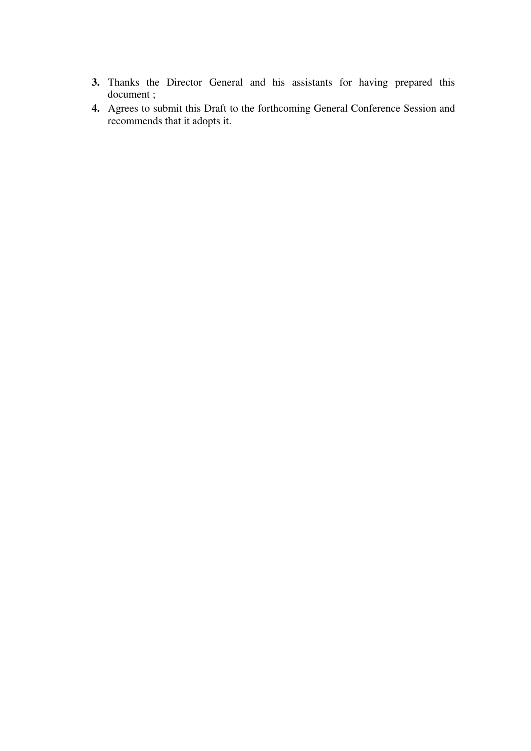3. Thanks the Director General and his assistants for having prepared this document ;
4. Agrees to submit this Draft to the forthcoming General Conference Session and recommends that it adopts it.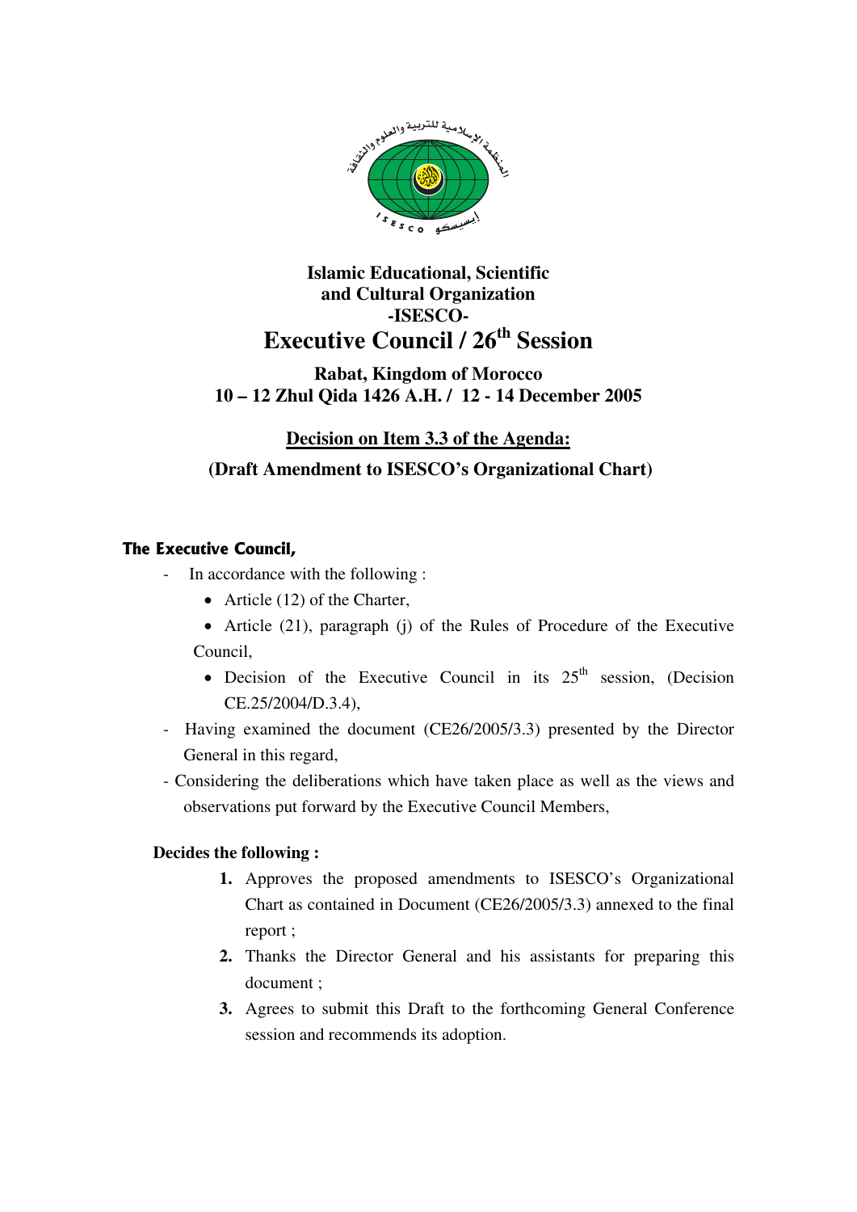**Islamic Educational, Scientific and Cultural Organization -ISESCO-**

# Executive Council / 26th Session

**Rabat, Kingdom of Morocco**
**10 – 12 Zhul Qida 1426 A.H. / 12 - 14 December 2005**

**Decision on Item 3.3 of the Agenda:**

**(Draft Amendment to ISESCO's Organizational Chart)**

**The Executive Council,**

- In accordance with the following :
  - Article (12) of the Charter,
  - Article (21), paragraph (j) of the Rules of Procedure of the Executive Council,
  - Decision of the Executive Council in its 25th session, (Decision CE.25/2004/D.3.4),
- Having examined the document (CE26/2005/3.3) presented by the Director General in this regard,
- Considering the deliberations which have taken place as well as the views and observations put forward by the Executive Council Members,

**Decides the following :**

1. Approves the proposed amendments to ISESCO's Organizational Chart as contained in Document (CE26/2005/3.3) annexed to the final report ;
2. Thanks the Director General and his assistants for preparing this document ;
3. Agrees to submit this Draft to the forthcoming General Conference session and recommends its adoption.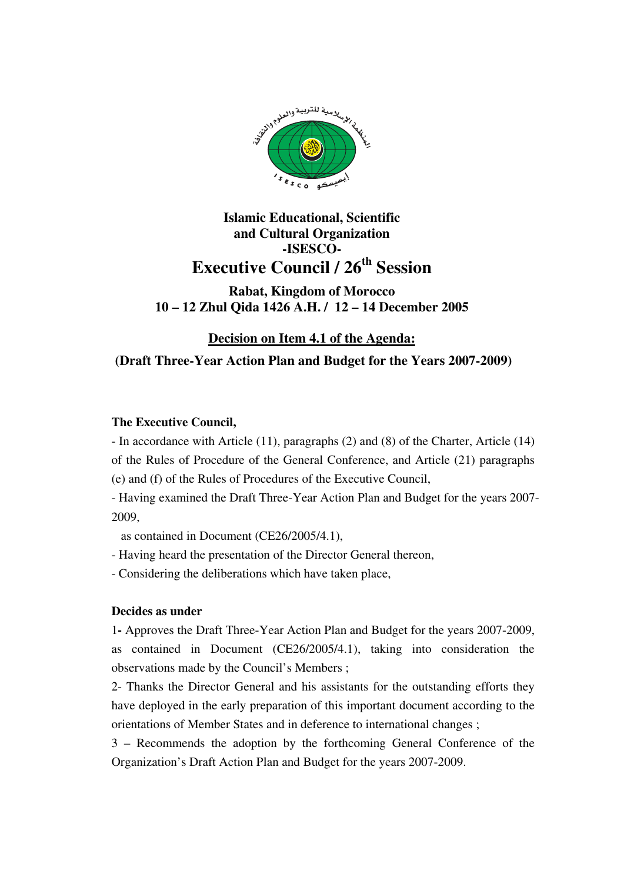**Islamic Educational, Scientific and Cultural Organization -ISESCO-**

# Executive Council / 26th Session

**Rabat, Kingdom of Morocco**
**10 – 12 Zhul Qida 1426 A.H. / 12 – 14 December 2005**

## Decision on Item 4.1 of the Agenda:

**(Draft Three-Year Action Plan and Budget for the Years 2007-2009)**

**The Executive Council,**

- In accordance with Article (11), paragraphs (2) and (8) of the Charter, Article (14) of the Rules of Procedure of the General Conference, and Article (21) paragraphs (e) and (f) of the Rules of Procedures of the Executive Council,
- Having examined the Draft Three-Year Action Plan and Budget for the years 2007-2009, as contained in Document (CE26/2005/4.1),
- Having heard the presentation of the Director General thereon,
- Considering the deliberations which have taken place,

**Decides as under**

1- Approves the Draft Three-Year Action Plan and Budget for the years 2007-2009, as contained in Document (CE26/2005/4.1), taking into consideration the observations made by the Council's Members ;

2- Thanks the Director General and his assistants for the outstanding efforts they have deployed in the early preparation of this important document according to the orientations of Member States and in deference to international changes ;

3 – Recommends the adoption by the forthcoming General Conference of the Organization's Draft Action Plan and Budget for the years 2007-2009.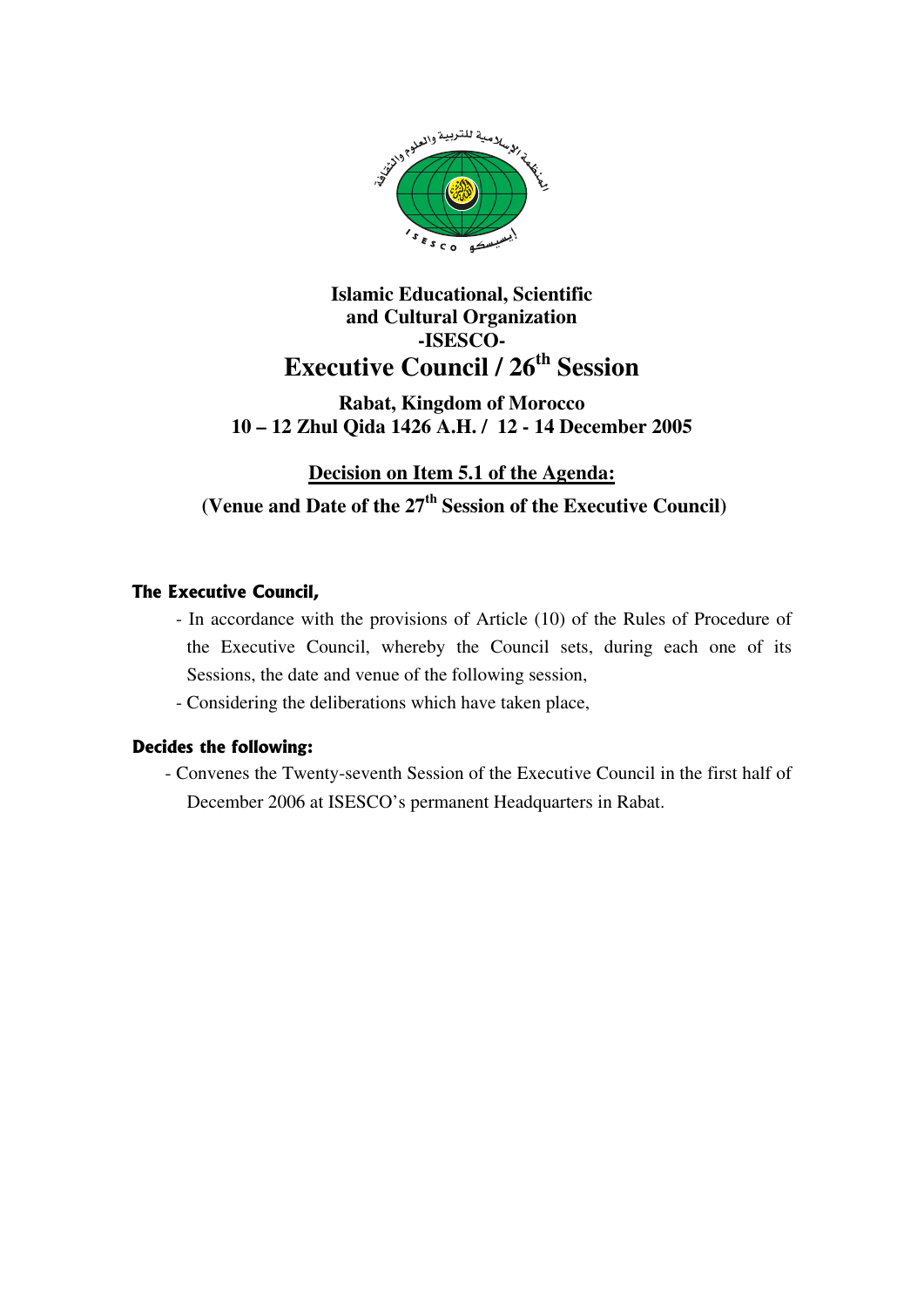**Islamic Educational, Scientific and Cultural Organization -ISESCO-**

# Executive Council / 26th Session

**Rabat, Kingdom of Morocco**
**10 – 12 Zhul Qida 1426 A.H. / 12 - 14 December 2005**

## Decision on Item 5.1 of the Agenda:

**(Venue and Date of the 27th Session of the Executive Council)**

**The Executive Council,**

- In accordance with the provisions of Article (10) of the Rules of Procedure of the Executive Council, whereby the Council sets, during each one of its Sessions, the date and venue of the following session,
- Considering the deliberations which have taken place,

**Decides the following:**

- Convenes the Twenty-seventh Session of the Executive Council in the first half of December 2006 at ISESCO's permanent Headquarters in Rabat.